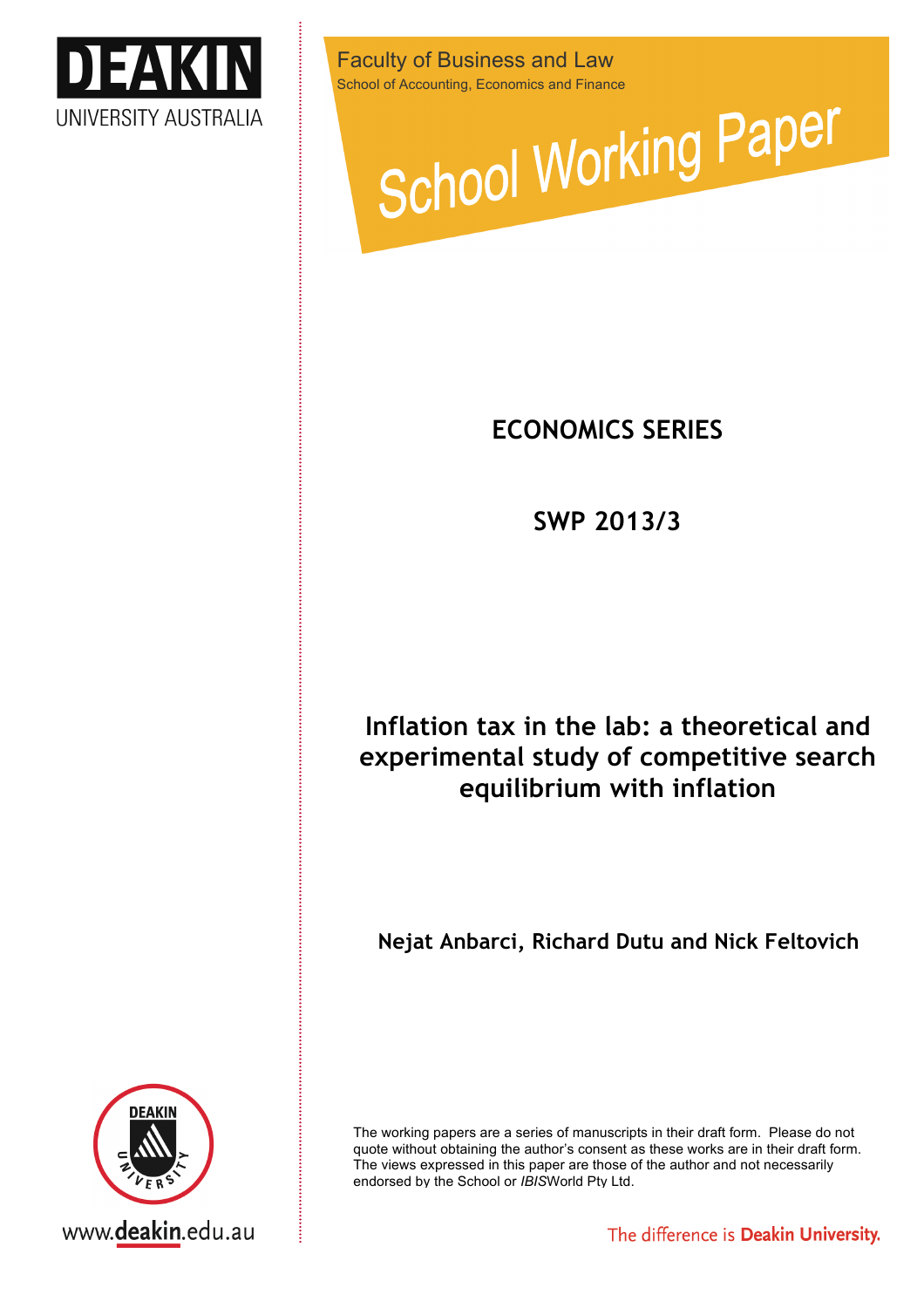DEAKIN UNIVERSITY AUSTRALIA

Faculty of Business and Law

School of Accounting, Economics and Finance

School Working Paper

## ECONOMICS SERIES

## SWP 2013/3

# Inflation tax in the lab: a theoretical and experimental study of competitive search equilibrium with inflation

**Nejat Anbarci, Richard Dutu and Nick Feltovich**

The working papers are a series of manuscripts in their draft form. Please do not quote without obtaining the author's consent as these works are in their draft form. The views expressed in this paper are those of the author and not necessarily endorsed by the School or *IBIS*World Pty Ltd.

www.deakin.edu.au

The difference is Deakin University.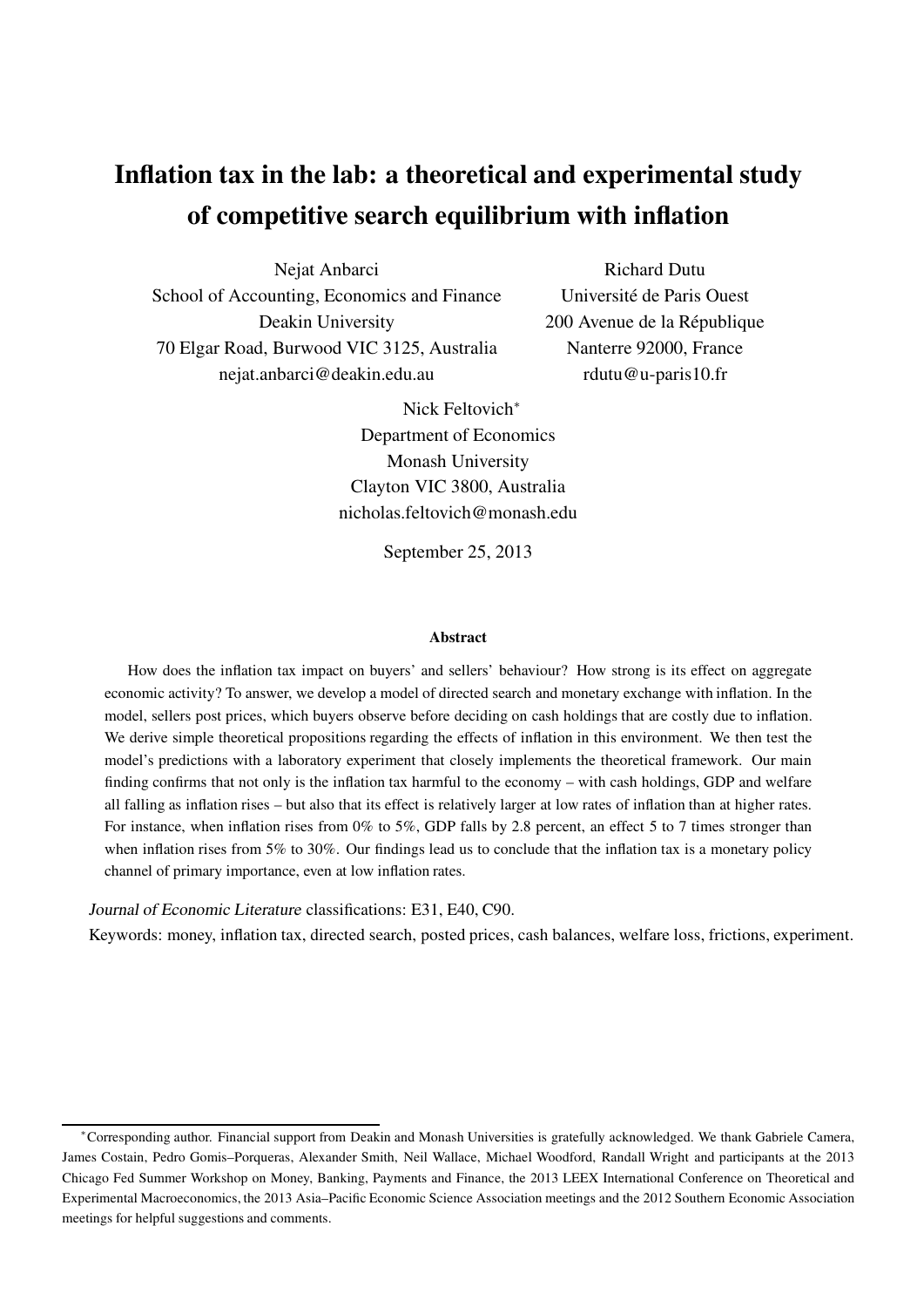# Inflation tax in the lab: a theoretical and experimental study of competitive search equilibrium with inflation

Nejat Anbarci
School of Accounting, Economics and Finance
Deakin University
70 Elgar Road, Burwood VIC 3125, Australia
nejat.anbarci@deakin.edu.au

Richard Dutu
Université de Paris Ouest
200 Avenue de la République
Nanterre 92000, France
rdutu@u-paris10.fr

Nick Feltovich[*]
Department of Economics
Monash University
Clayton VIC 3800, Australia
nicholas.feltovich@monash.edu

September 25, 2013

**Abstract**

How does the inflation tax impact on buyers' and sellers' behaviour? How strong is its effect on aggregate economic activity? To answer, we develop a model of directed search and monetary exchange with inflation. In the model, sellers post prices, which buyers observe before deciding on cash holdings that are costly due to inflation. We derive simple theoretical propositions regarding the effects of inflation in this environment. We then test the model's predictions with a laboratory experiment that closely implements the theoretical framework. Our main finding confirms that not only is the inflation tax harmful to the economy – with cash holdings, GDP and welfare all falling as inflation rises – but also that its effect is relatively larger at low rates of inflation than at higher rates. For instance, when inflation rises from 0% to 5%, GDP falls by 2.8 percent, an effect 5 to 7 times stronger than when inflation rises from 5% to 30%. Our findings lead us to conclude that the inflation tax is a monetary policy channel of primary importance, even at low inflation rates.

*Journal of Economic Literature* classifications: E31, E40, C90.

Keywords: money, inflation tax, directed search, posted prices, cash balances, welfare loss, frictions, experiment.

[*]Corresponding author. Financial support from Deakin and Monash Universities is gratefully acknowledged. We thank Gabriele Camera, James Costain, Pedro Gomis–Porqueras, Alexander Smith, Neil Wallace, Michael Woodford, Randall Wright and participants at the 2013 Chicago Fed Summer Workshop on Money, Banking, Payments and Finance, the 2013 LEEX International Conference on Theoretical and Experimental Macroeconomics, the 2013 Asia–Pacific Economic Science Association meetings and the 2012 Southern Economic Association meetings for helpful suggestions and comments.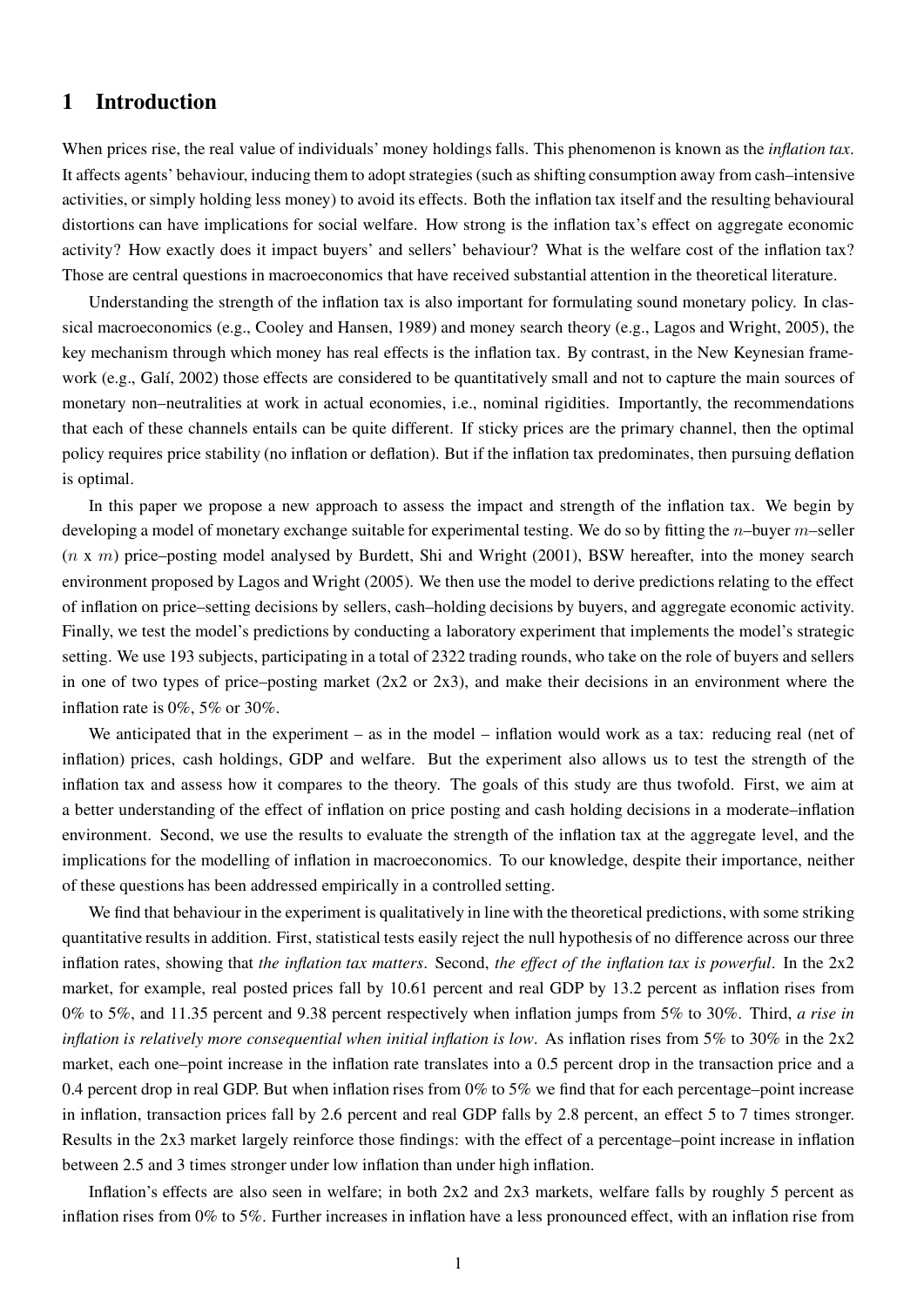# 1 Introduction

When prices rise, the real value of individuals' money holdings falls. This phenomenon is known as the *inflation tax*. It affects agents' behaviour, inducing them to adopt strategies (such as shifting consumption away from cash–intensive activities, or simply holding less money) to avoid its effects. Both the inflation tax itself and the resulting behavioural distortions can have implications for social welfare. How strong is the inflation tax's effect on aggregate economic activity? How exactly does it impact buyers' and sellers' behaviour? What is the welfare cost of the inflation tax? Those are central questions in macroeconomics that have received substantial attention in the theoretical literature.

Understanding the strength of the inflation tax is also important for formulating sound monetary policy. In classical macroeconomics (e.g., Cooley and Hansen, 1989) and money search theory (e.g., Lagos and Wright, 2005), the key mechanism through which money has real effects is the inflation tax. By contrast, in the New Keynesian framework (e.g., Galí, 2002) those effects are considered to be quantitatively small and not to capture the main sources of monetary non–neutralities at work in actual economies, i.e., nominal rigidities. Importantly, the recommendations that each of these channels entails can be quite different. If sticky prices are the primary channel, then the optimal policy requires price stability (no inflation or deflation). But if the inflation tax predominates, then pursuing deflation is optimal.

In this paper we propose a new approach to assess the impact and strength of the inflation tax. We begin by developing a model of monetary exchange suitable for experimental testing. We do so by fitting the $n$–buyer $m$–seller ($n$ x $m$) price–posting model analysed by Burdett, Shi and Wright (2001), BSW hereafter, into the money search environment proposed by Lagos and Wright (2005). We then use the model to derive predictions relating to the effect of inflation on price–setting decisions by sellers, cash–holding decisions by buyers, and aggregate economic activity. Finally, we test the model's predictions by conducting a laboratory experiment that implements the model's strategic setting. We use 193 subjects, participating in a total of 2322 trading rounds, who take on the role of buyers and sellers in one of two types of price–posting market (2x2 or 2x3), and make their decisions in an environment where the inflation rate is 0%, 5% or 30%.

We anticipated that in the experiment – as in the model – inflation would work as a tax: reducing real (net of inflation) prices, cash holdings, GDP and welfare. But the experiment also allows us to test the strength of the inflation tax and assess how it compares to the theory. The goals of this study are thus twofold. First, we aim at a better understanding of the effect of inflation on price posting and cash holding decisions in a moderate–inflation environment. Second, we use the results to evaluate the strength of the inflation tax at the aggregate level, and the implications for the modelling of inflation in macroeconomics. To our knowledge, despite their importance, neither of these questions has been addressed empirically in a controlled setting.

We find that behaviour in the experiment is qualitatively in line with the theoretical predictions, with some striking quantitative results in addition. First, statistical tests easily reject the null hypothesis of no difference across our three inflation rates, showing that *the inflation tax matters*. Second, *the effect of the inflation tax is powerful*. In the 2x2 market, for example, real posted prices fall by 10.61 percent and real GDP by 13.2 percent as inflation rises from 0% to 5%, and 11.35 percent and 9.38 percent respectively when inflation jumps from 5% to 30%. Third, *a rise in inflation is relatively more consequential when initial inflation is low*. As inflation rises from 5% to 30% in the 2x2 market, each one–point increase in the inflation rate translates into a 0.5 percent drop in the transaction price and a 0.4 percent drop in real GDP. But when inflation rises from 0% to 5% we find that for each percentage–point increase in inflation, transaction prices fall by 2.6 percent and real GDP falls by 2.8 percent, an effect 5 to 7 times stronger. Results in the 2x3 market largely reinforce those findings: with the effect of a percentage–point increase in inflation between 2.5 and 3 times stronger under low inflation than under high inflation.

Inflation's effects are also seen in welfare; in both 2x2 and 2x3 markets, welfare falls by roughly 5 percent as inflation rises from 0% to 5%. Further increases in inflation have a less pronounced effect, with an inflation rise from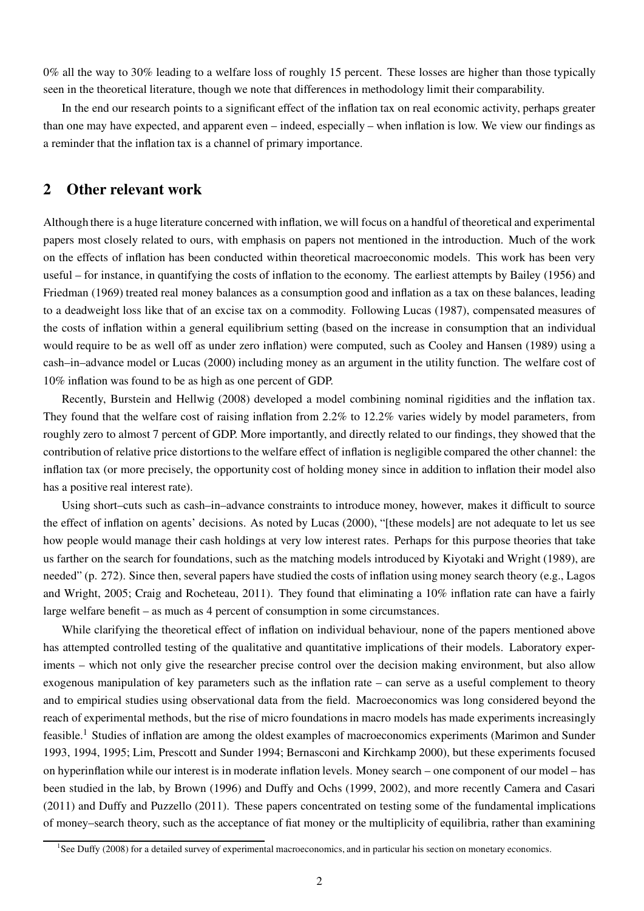0% all the way to 30% leading to a welfare loss of roughly 15 percent. These losses are higher than those typically seen in the theoretical literature, though we note that differences in methodology limit their comparability.

In the end our research points to a significant effect of the inflation tax on real economic activity, perhaps greater than one may have expected, and apparent even – indeed, especially – when inflation is low. We view our findings as a reminder that the inflation tax is a channel of primary importance.

## 2 Other relevant work

Although there is a huge literature concerned with inflation, we will focus on a handful of theoretical and experimental papers most closely related to ours, with emphasis on papers not mentioned in the introduction. Much of the work on the effects of inflation has been conducted within theoretical macroeconomic models. This work has been very useful – for instance, in quantifying the costs of inflation to the economy. The earliest attempts by Bailey (1956) and Friedman (1969) treated real money balances as a consumption good and inflation as a tax on these balances, leading to a deadweight loss like that of an excise tax on a commodity. Following Lucas (1987), compensated measures of the costs of inflation within a general equilibrium setting (based on the increase in consumption that an individual would require to be as well off as under zero inflation) were computed, such as Cooley and Hansen (1989) using a cash–in–advance model or Lucas (2000) including money as an argument in the utility function. The welfare cost of 10% inflation was found to be as high as one percent of GDP.

Recently, Burstein and Hellwig (2008) developed a model combining nominal rigidities and the inflation tax. They found that the welfare cost of raising inflation from 2.2% to 12.2% varies widely by model parameters, from roughly zero to almost 7 percent of GDP. More importantly, and directly related to our findings, they showed that the contribution of relative price distortions to the welfare effect of inflation is negligible compared the other channel: the inflation tax (or more precisely, the opportunity cost of holding money since in addition to inflation their model also has a positive real interest rate).

Using short–cuts such as cash–in–advance constraints to introduce money, however, makes it difficult to source the effect of inflation on agents' decisions. As noted by Lucas (2000), "[these models] are not adequate to let us see how people would manage their cash holdings at very low interest rates. Perhaps for this purpose theories that take us farther on the search for foundations, such as the matching models introduced by Kiyotaki and Wright (1989), are needed" (p. 272). Since then, several papers have studied the costs of inflation using money search theory (e.g., Lagos and Wright, 2005; Craig and Rocheteau, 2011). They found that eliminating a 10% inflation rate can have a fairly large welfare benefit – as much as 4 percent of consumption in some circumstances.

While clarifying the theoretical effect of inflation on individual behaviour, none of the papers mentioned above has attempted controlled testing of the qualitative and quantitative implications of their models. Laboratory experiments – which not only give the researcher precise control over the decision making environment, but also allow exogenous manipulation of key parameters such as the inflation rate – can serve as a useful complement to theory and to empirical studies using observational data from the field. Macroeconomics was long considered beyond the reach of experimental methods, but the rise of micro foundations in macro models has made experiments increasingly feasible.[1] Studies of inflation are among the oldest examples of macroeconomics experiments (Marimon and Sunder 1993, 1994, 1995; Lim, Prescott and Sunder 1994; Bernasconi and Kirchkamp 2000), but these experiments focused on hyperinflation while our interest is in moderate inflation levels. Money search – one component of our model – has been studied in the lab, by Brown (1996) and Duffy and Ochs (1999, 2002), and more recently Camera and Casari (2011) and Duffy and Puzzello (2011). These papers concentrated on testing some of the fundamental implications of money–search theory, such as the acceptance of fiat money or the multiplicity of equilibria, rather than examining

[1] See Duffy (2008) for a detailed survey of experimental macroeconomics, and in particular his section on monetary economics.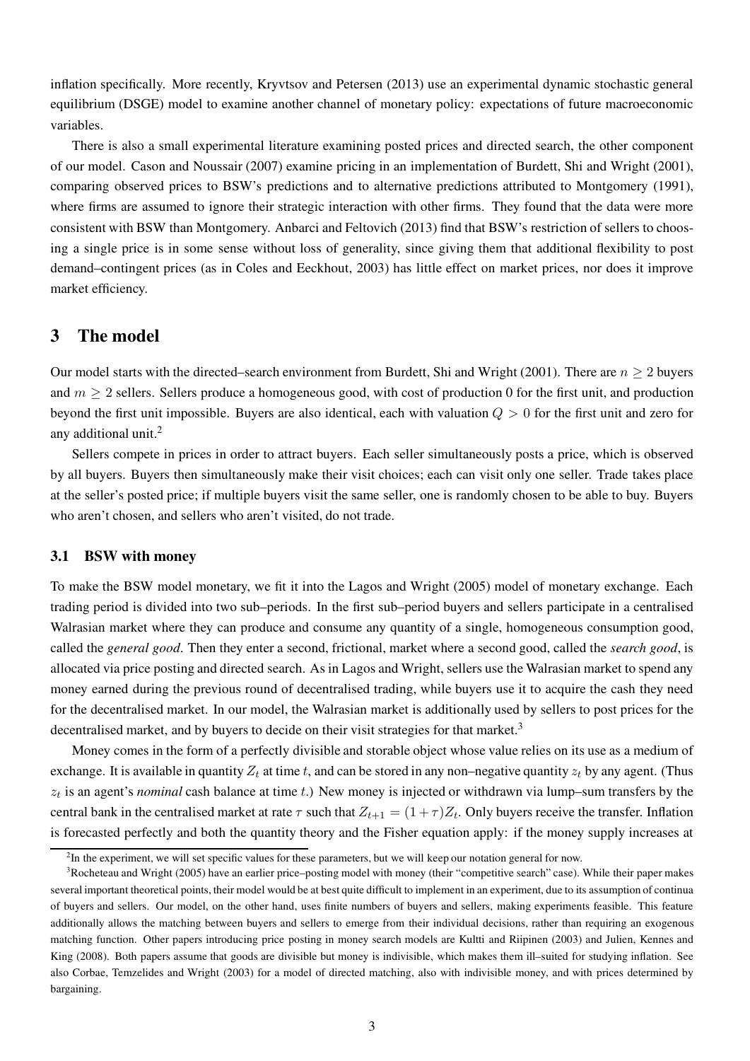inflation specifically. More recently, Kryvtsov and Petersen (2013) use an experimental dynamic stochastic general equilibrium (DSGE) model to examine another channel of monetary policy: expectations of future macroeconomic variables.

There is also a small experimental literature examining posted prices and directed search, the other component of our model. Cason and Noussair (2007) examine pricing in an implementation of Burdett, Shi and Wright (2001), comparing observed prices to BSW's predictions and to alternative predictions attributed to Montgomery (1991), where firms are assumed to ignore their strategic interaction with other firms. They found that the data were more consistent with BSW than Montgomery. Anbarci and Feltovich (2013) find that BSW's restriction of sellers to choosing a single price is in some sense without loss of generality, since giving them that additional flexibility to post demand–contingent prices (as in Coles and Eeckhout, 2003) has little effect on market prices, nor does it improve market efficiency.

# 3 The model

Our model starts with the directed–search environment from Burdett, Shi and Wright (2001). There are $n \geq 2$ buyers and $m \geq 2$ sellers. Sellers produce a homogeneous good, with cost of production 0 for the first unit, and production beyond the first unit impossible. Buyers are also identical, each with valuation $Q > 0$ for the first unit and zero for any additional unit.[2]

Sellers compete in prices in order to attract buyers. Each seller simultaneously posts a price, which is observed by all buyers. Buyers then simultaneously make their visit choices; each can visit only one seller. Trade takes place at the seller's posted price; if multiple buyers visit the same seller, one is randomly chosen to be able to buy. Buyers who aren't chosen, and sellers who aren't visited, do not trade.

## 3.1 BSW with money

To make the BSW model monetary, we fit it into the Lagos and Wright (2005) model of monetary exchange. Each trading period is divided into two sub–periods. In the first sub–period buyers and sellers participate in a centralised Walrasian market where they can produce and consume any quantity of a single, homogeneous consumption good, called the *general good*. Then they enter a second, frictional, market where a second good, called the *search good*, is allocated via price posting and directed search. As in Lagos and Wright, sellers use the Walrasian market to spend any money earned during the previous round of decentralised trading, while buyers use it to acquire the cash they need for the decentralised market. In our model, the Walrasian market is additionally used by sellers to post prices for the decentralised market, and by buyers to decide on their visit strategies for that market.[3]

Money comes in the form of a perfectly divisible and storable object whose value relies on its use as a medium of exchange. It is available in quantity $Z_t$ at time $t$, and can be stored in any non–negative quantity $z_t$ by any agent. (Thus $z_t$ is an agent's *nominal* cash balance at time $t$.) New money is injected or withdrawn via lump–sum transfers by the central bank in the centralised market at rate $\tau$ such that $Z_{t+1} = (1+\tau)Z_t$. Only buyers receive the transfer. Inflation is forecasted perfectly and both the quantity theory and the Fisher equation apply: if the money supply increases at

[2] In the experiment, we will set specific values for these parameters, but we will keep our notation general for now.

[3] Rocheteau and Wright (2005) have an earlier price–posting model with money (their "competitive search" case). While their paper makes several important theoretical points, their model would be at best quite difficult to implement in an experiment, due to its assumption of continua of buyers and sellers. Our model, on the other hand, uses finite numbers of buyers and sellers, making experiments feasible. This feature additionally allows the matching between buyers and sellers to emerge from their individual decisions, rather than requiring an exogenous matching function. Other papers introducing price posting in money search models are Kultti and Riipinen (2003) and Julien, Kennes and King (2008). Both papers assume that goods are divisible but money is indivisible, which makes them ill–suited for studying inflation. See also Corbae, Temzelides and Wright (2003) for a model of directed matching, also with indivisible money, and with prices determined by bargaining.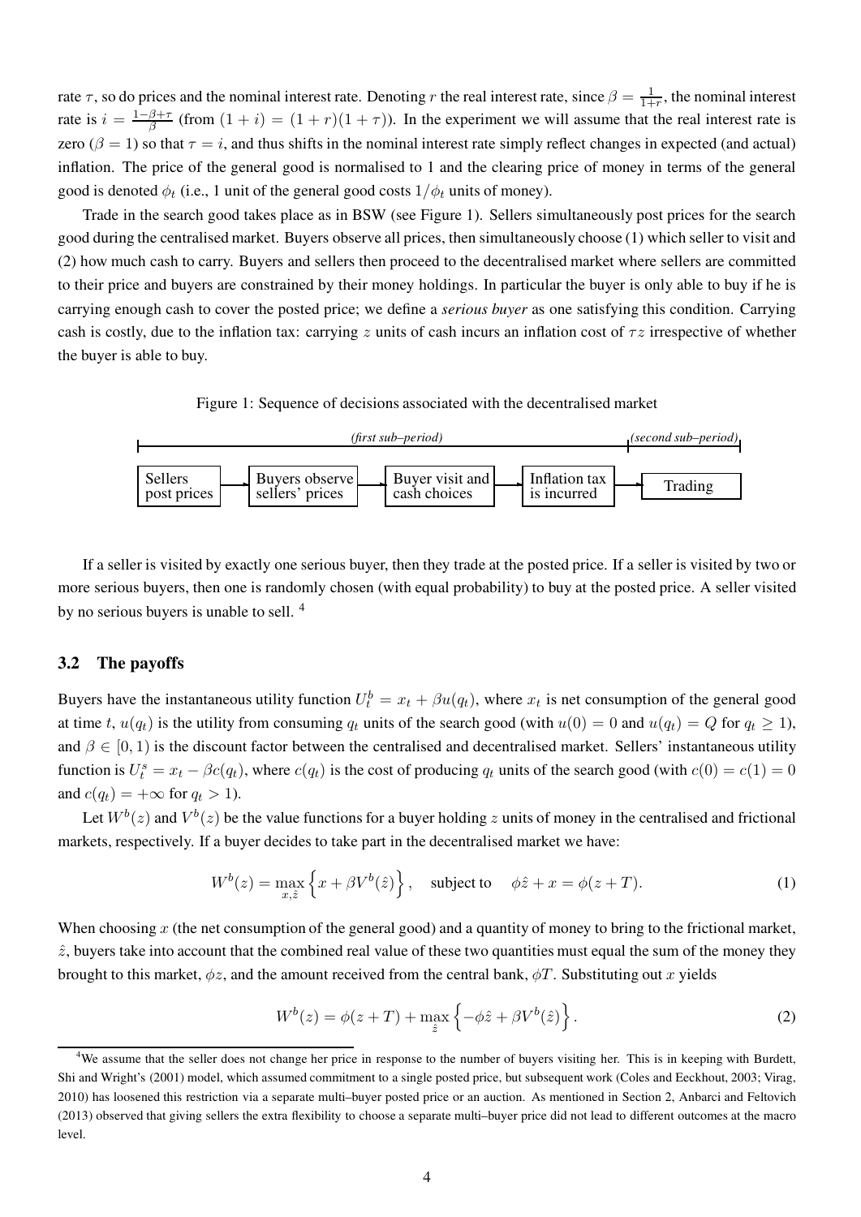rate $\tau$, so do prices and the nominal interest rate. Denoting $r$ the real interest rate, since $\beta = \frac{1}{1+r}$, the nominal interest rate is $i = \frac{1-\beta+\tau}{\beta}$ (from $(1+i) = (1+r)(1+\tau)$). In the experiment we will assume that the real interest rate is zero ($\beta = 1$) so that $\tau = i$, and thus shifts in the nominal interest rate simply reflect changes in expected (and actual) inflation. The price of the general good is normalised to 1 and the clearing price of money in terms of the general good is denoted $\phi_t$ (i.e., 1 unit of the general good costs $1/\phi_t$ units of money).

Trade in the search good takes place as in BSW (see Figure 1). Sellers simultaneously post prices for the search good during the centralised market. Buyers observe all prices, then simultaneously choose (1) which seller to visit and (2) how much cash to carry. Buyers and sellers then proceed to the decentralised market where sellers are committed to their price and buyers are constrained by their money holdings. In particular the buyer is only able to buy if he is carrying enough cash to cover the posted price; we define a *serious buyer* as one satisfying this condition. Carrying cash is costly, due to the inflation tax: carrying $z$ units of cash incurs an inflation cost of $\tau z$ irrespective of whether the buyer is able to buy.

Figure 1: Sequence of decisions associated with the decentralised market

*(first sub–period)* | *(second sub–period)*

Sellers post prices → Buyers observe sellers' prices → Buyer visit and cash choices → Inflation tax is incurred → Trading

If a seller is visited by exactly one serious buyer, then they trade at the posted price. If a seller is visited by two or more serious buyers, then one is randomly chosen (with equal probability) to buy at the posted price. A seller visited by no serious buyers is unable to sell. [4]

### 3.2 The payoffs

Buyers have the instantaneous utility function $U_t^b = x_t + \beta u(q_t)$, where $x_t$ is net consumption of the general good at time $t$, $u(q_t)$ is the utility from consuming $q_t$ units of the search good (with $u(0) = 0$ and $u(q_t) = Q$ for $q_t \geq 1$), and $\beta \in [0, 1)$ is the discount factor between the centralised and decentralised market. Sellers' instantaneous utility function is $U_t^s = x_t - \beta c(q_t)$, where $c(q_t)$ is the cost of producing $q_t$ units of the search good (with $c(0) = c(1) = 0$ and $c(q_t) = +\infty$ for $q_t > 1$).

Let $W^b(z)$ and $V^b(z)$ be the value functions for a buyer holding $z$ units of money in the centralised and frictional markets, respectively. If a buyer decides to take part in the decentralised market we have:

$$W^b(z) = \max_{x,\hat{z}} \left\{ x + \beta V^b(\hat{z}) \right\}, \quad \text{subject to} \quad \phi\hat{z} + x = \phi(z + T). \tag{1}$$

When choosing $x$ (the net consumption of the general good) and a quantity of money to bring to the frictional market, $\hat{z}$, buyers take into account that the combined real value of these two quantities must equal the sum of the money they brought to this market, $\phi z$, and the amount received from the central bank, $\phi T$. Substituting out $x$ yields

$$W^b(z) = \phi(z + T) + \max_{\hat{z}} \left\{ -\phi\hat{z} + \beta V^b(\hat{z}) \right\}. \tag{2}$$

[4] We assume that the seller does not change her price in response to the number of buyers visiting her. This is in keeping with Burdett, Shi and Wright's (2001) model, which assumed commitment to a single posted price, but subsequent work (Coles and Eeckhout, 2003; Virag, 2010) has loosened this restriction via a separate multi–buyer posted price or an auction. As mentioned in Section 2, Anbarci and Feltovich (2013) observed that giving sellers the extra flexibility to choose a separate multi–buyer price did not lead to different outcomes at the macro level.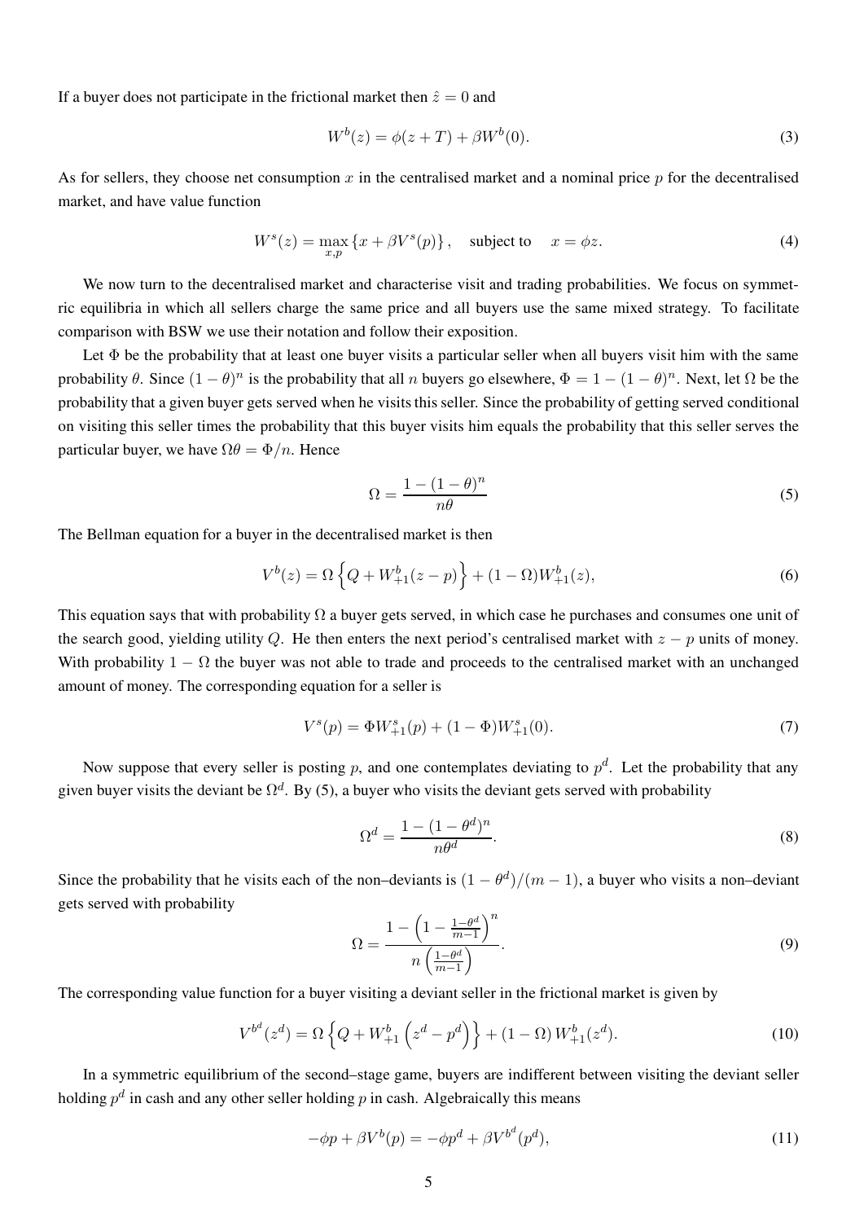If a buyer does not participate in the frictional market then $\hat{z} = 0$ and

$$W^b(z) = \phi(z + T) + \beta W^b(0). \tag{3}$$

As for sellers, they choose net consumption $x$ in the centralised market and a nominal price $p$ for the decentralised market, and have value function

$$W^s(z) = \max_{x,p} \left\{ x + \beta V^s(p) \right\}, \quad \text{subject to} \quad x = \phi z. \tag{4}$$

We now turn to the decentralised market and characterise visit and trading probabilities. We focus on symmetric equilibria in which all sellers charge the same price and all buyers use the same mixed strategy. To facilitate comparison with BSW we use their notation and follow their exposition.

Let $\Phi$ be the probability that at least one buyer visits a particular seller when all buyers visit him with the same probability $\theta$. Since $(1 - \theta)^n$ is the probability that all $n$ buyers go elsewhere, $\Phi = 1 - (1 - \theta)^n$. Next, let $\Omega$ be the probability that a given buyer gets served when he visits this seller. Since the probability of getting served conditional on visiting this seller times the probability that this buyer visits him equals the probability that this seller serves the particular buyer, we have $\Omega\theta = \Phi/n$. Hence

$$\Omega = \frac{1 - (1 - \theta)^n}{n\theta} \tag{5}$$

The Bellman equation for a buyer in the decentralised market is then

$$V^b(z) = \Omega \left\{ Q + W^b_{+1}(z - p) \right\} + (1 - \Omega) W^b_{+1}(z), \tag{6}$$

This equation says that with probability $\Omega$ a buyer gets served, in which case he purchases and consumes one unit of the search good, yielding utility $Q$. He then enters the next period's centralised market with $z - p$ units of money. With probability $1 - \Omega$ the buyer was not able to trade and proceeds to the centralised market with an unchanged amount of money. The corresponding equation for a seller is

$$V^s(p) = \Phi W^s_{+1}(p) + (1 - \Phi) W^s_{+1}(0). \tag{7}$$

Now suppose that every seller is posting $p$, and one contemplates deviating to $p^d$. Let the probability that any given buyer visits the deviant be $\Omega^d$. By (5), a buyer who visits the deviant gets served with probability

$$\Omega^d = \frac{1 - (1 - \theta^d)^n}{n\theta^d}. \tag{8}$$

Since the probability that he visits each of the non–deviants is $(1 - \theta^d)/(m - 1)$, a buyer who visits a non–deviant gets served with probability

$$\Omega = \frac{1 - \left(1 - \frac{1-\theta^d}{m-1}\right)^n}{n\left(\frac{1-\theta^d}{m-1}\right)}. \tag{9}$$

The corresponding value function for a buyer visiting a deviant seller in the frictional market is given by

$$V^{b^d}(z^d) = \Omega \left\{ Q + W^b_{+1}\left(z^d - p^d\right) \right\} + (1 - \Omega) W^b_{+1}(z^d). \tag{10}$$

In a symmetric equilibrium of the second–stage game, buyers are indifferent between visiting the deviant seller holding $p^d$ in cash and any other seller holding $p$ in cash. Algebraically this means

$$-\phi p + \beta V^b(p) = -\phi p^d + \beta V^{b^d}(p^d), \tag{11}$$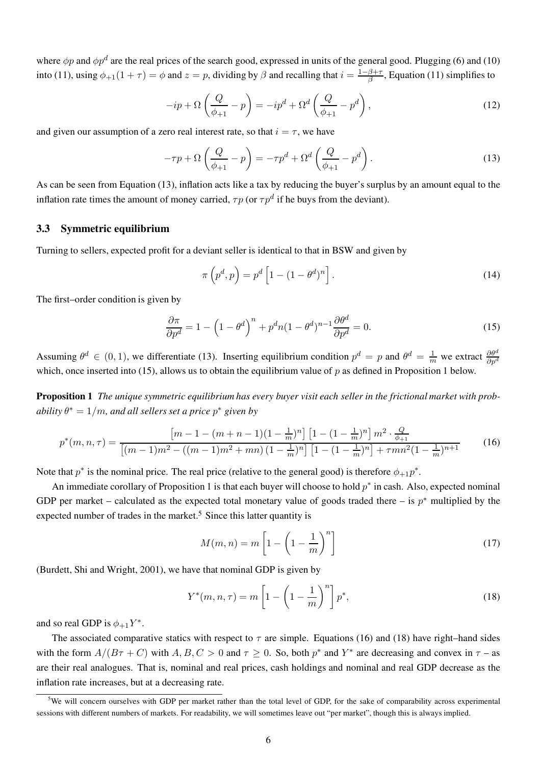where $\phi p$ and $\phi p^d$ are the real prices of the search good, expressed in units of the general good. Plugging (6) and (10) into (11), using $\phi_{+1}(1+\tau) = \phi$ and $z = p$, dividing by $\beta$ and recalling that $i = \frac{1-\beta+\tau}{\beta}$, Equation (11) simplifies to

$$-ip + \Omega\left(\frac{Q}{\phi_{+1}} - p\right) = -ip^d + \Omega^d\left(\frac{Q}{\phi_{+1}} - p^d\right), \tag{12}$$

and given our assumption of a zero real interest rate, so that $i = \tau$, we have

$$-\tau p + \Omega\left(\frac{Q}{\phi_{+1}} - p\right) = -\tau p^d + \Omega^d\left(\frac{Q}{\phi_{+1}} - p^d\right). \tag{13}$$

As can be seen from Equation (13), inflation acts like a tax by reducing the buyer's surplus by an amount equal to the inflation rate times the amount of money carried, $\tau p$ (or $\tau p^d$ if he buys from the deviant).

### 3.3 Symmetric equilibrium

Turning to sellers, expected profit for a deviant seller is identical to that in BSW and given by

$$\pi\left(p^d, p\right) = p^d\left[1 - (1-\theta^d)^n\right]. \tag{14}$$

The first–order condition is given by

$$\frac{\partial \pi}{\partial p^d} = 1 - \left(1-\theta^d\right)^n + p^d n (1-\theta^d)^{n-1}\frac{\partial \theta^d}{\partial p^d} = 0. \tag{15}$$

Assuming $\theta^d \in (0,1)$, we differentiate (13). Inserting equilibrium condition $p^d = p$ and $\theta^d = \frac{1}{m}$ we extract $\frac{\partial \theta^d}{\partial p^d}$ which, once inserted into (15), allows us to obtain the equilibrium value of $p$ as defined in Proposition 1 below.

**Proposition 1** *The unique symmetric equilibrium has every buyer visit each seller in the frictional market with probability $\theta^* = 1/m$, and all sellers set a price $p^*$ given by*

$$p^*(m,n,\tau) = \frac{\left[m - 1 - (m+n-1)(1-\frac{1}{m})^n\right]\left[1-(1-\frac{1}{m})^n\right] m^2 \cdot \frac{Q}{\phi_{+1}}}{\left[(m-1)m^2 - \left((m-1)m^2 + mn\right)(1-\frac{1}{m})^n\right]\left[1-(1-\frac{1}{m})^n\right] + \tau m n^2 (1-\frac{1}{m})^{n+1}} \tag{16}$$

Note that $p^*$ is the nominal price. The real price (relative to the general good) is therefore $\phi_{+1}p^*$.

An immediate corollary of Proposition 1 is that each buyer will choose to hold $p^*$ in cash. Also, expected nominal GDP per market – calculated as the expected total monetary value of goods traded there – is $p^*$ multiplied by the expected number of trades in the market.[5] Since this latter quantity is

$$M(m,n) = m\left[1 - \left(1 - \frac{1}{m}\right)^n\right] \tag{17}$$

(Burdett, Shi and Wright, 2001), we have that nominal GDP is given by

$$Y^*(m,n,\tau) = m\left[1 - \left(1 - \frac{1}{m}\right)^n\right]p^*, \tag{18}$$

and so real GDP is $\phi_{+1}Y^*$.

The associated comparative statics with respect to $\tau$ are simple. Equations (16) and (18) have right–hand sides with the form $A/(B\tau + C)$ with $A, B, C > 0$ and $\tau \geq 0$. So, both $p^*$ and $Y^*$ are decreasing and convex in $\tau$ – as are their real analogues. That is, nominal and real prices, cash holdings and nominal and real GDP decrease as the inflation rate increases, but at a decreasing rate.

[5] We will concern ourselves with GDP per market rather than the total level of GDP, for the sake of comparability across experimental sessions with different numbers of markets. For readability, we will sometimes leave out "per market", though this is always implied.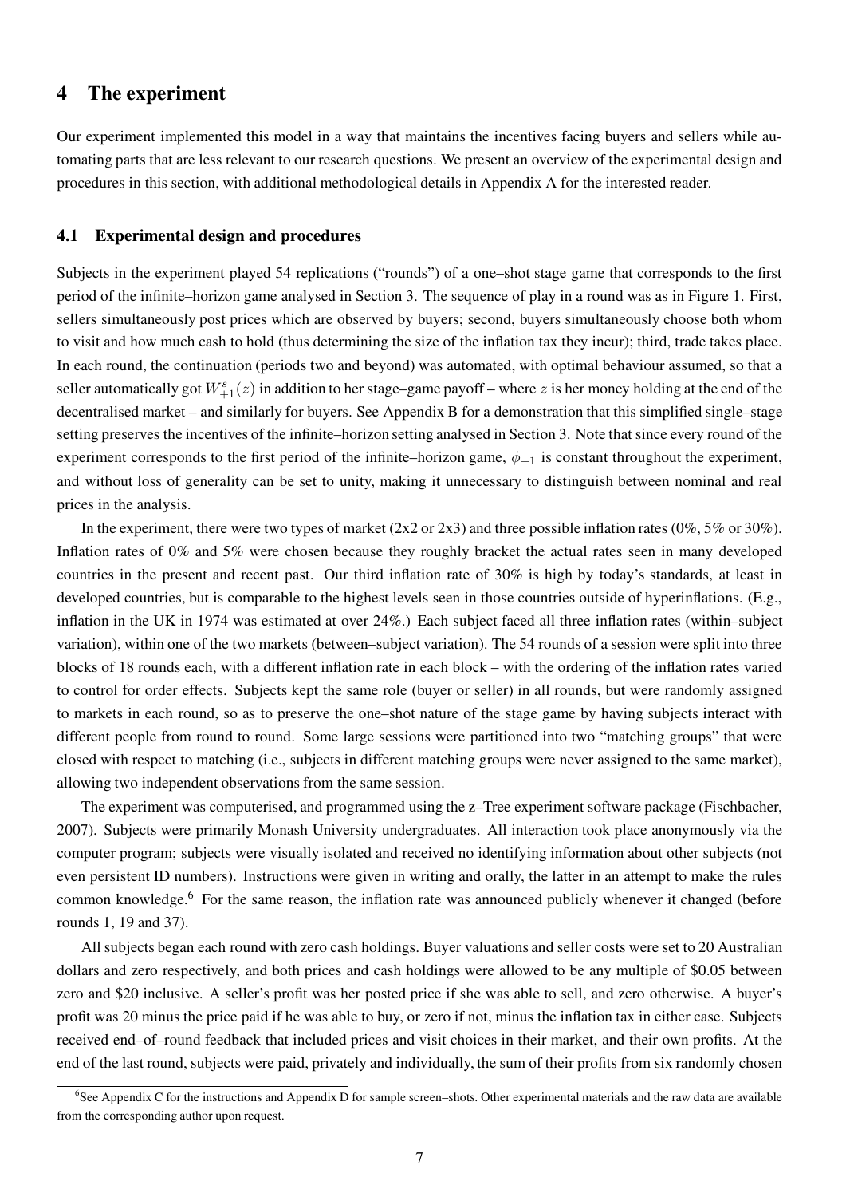# 4 The experiment

Our experiment implemented this model in a way that maintains the incentives facing buyers and sellers while automating parts that are less relevant to our research questions. We present an overview of the experimental design and procedures in this section, with additional methodological details in Appendix A for the interested reader.

## 4.1 Experimental design and procedures

Subjects in the experiment played 54 replications ("rounds") of a one–shot stage game that corresponds to the first period of the infinite–horizon game analysed in Section 3. The sequence of play in a round was as in Figure 1. First, sellers simultaneously post prices which are observed by buyers; second, buyers simultaneously choose both whom to visit and how much cash to hold (thus determining the size of the inflation tax they incur); third, trade takes place. In each round, the continuation (periods two and beyond) was automated, with optimal behaviour assumed, so that a seller automatically got $W^s_{+1}(z)$ in addition to her stage–game payoff – where $z$ is her money holding at the end of the decentralised market – and similarly for buyers. See Appendix B for a demonstration that this simplified single–stage setting preserves the incentives of the infinite–horizon setting analysed in Section 3. Note that since every round of the experiment corresponds to the first period of the infinite–horizon game, $\phi_{+1}$ is constant throughout the experiment, and without loss of generality can be set to unity, making it unnecessary to distinguish between nominal and real prices in the analysis.

In the experiment, there were two types of market (2x2 or 2x3) and three possible inflation rates (0%, 5% or 30%). Inflation rates of 0% and 5% were chosen because they roughly bracket the actual rates seen in many developed countries in the present and recent past. Our third inflation rate of 30% is high by today's standards, at least in developed countries, but is comparable to the highest levels seen in those countries outside of hyperinflations. (E.g., inflation in the UK in 1974 was estimated at over 24%.) Each subject faced all three inflation rates (within–subject variation), within one of the two markets (between–subject variation). The 54 rounds of a session were split into three blocks of 18 rounds each, with a different inflation rate in each block – with the ordering of the inflation rates varied to control for order effects. Subjects kept the same role (buyer or seller) in all rounds, but were randomly assigned to markets in each round, so as to preserve the one–shot nature of the stage game by having subjects interact with different people from round to round. Some large sessions were partitioned into two "matching groups" that were closed with respect to matching (i.e., subjects in different matching groups were never assigned to the same market), allowing two independent observations from the same session.

The experiment was computerised, and programmed using the z–Tree experiment software package (Fischbacher, 2007). Subjects were primarily Monash University undergraduates. All interaction took place anonymously via the computer program; subjects were visually isolated and received no identifying information about other subjects (not even persistent ID numbers). Instructions were given in writing and orally, the latter in an attempt to make the rules common knowledge.[6] For the same reason, the inflation rate was announced publicly whenever it changed (before rounds 1, 19 and 37).

All subjects began each round with zero cash holdings. Buyer valuations and seller costs were set to 20 Australian dollars and zero respectively, and both prices and cash holdings were allowed to be any multiple of \$0.05 between zero and \$20 inclusive. A seller's profit was her posted price if she was able to sell, and zero otherwise. A buyer's profit was 20 minus the price paid if he was able to buy, or zero if not, minus the inflation tax in either case. Subjects received end–of–round feedback that included prices and visit choices in their market, and their own profits. At the end of the last round, subjects were paid, privately and individually, the sum of their profits from six randomly chosen

[6] See Appendix C for the instructions and Appendix D for sample screen–shots. Other experimental materials and the raw data are available from the corresponding author upon request.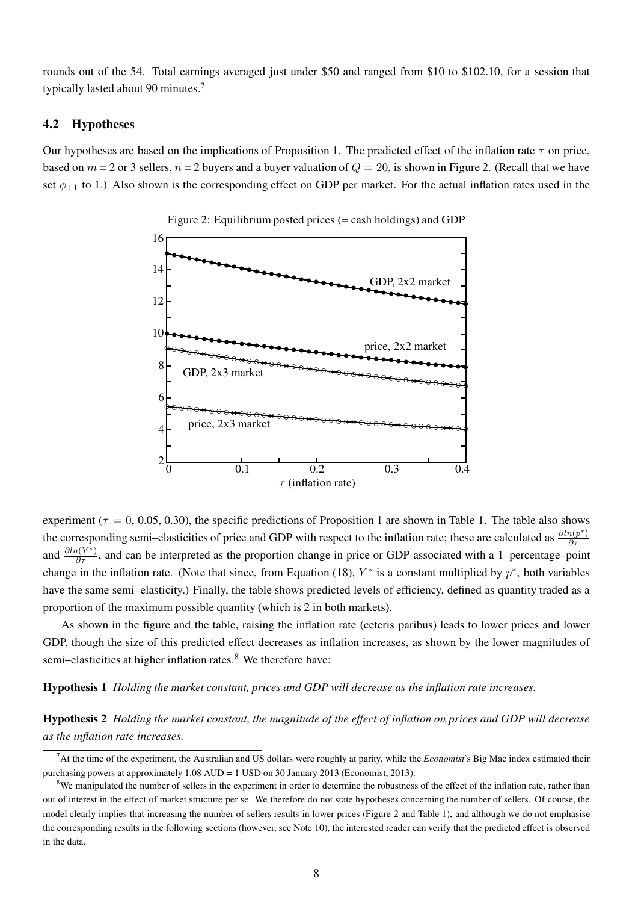rounds out of the 54. Total earnings averaged just under \$50 and ranged from \$10 to \$102.10, for a session that typically lasted about 90 minutes.[7]

### 4.2 Hypotheses

Our hypotheses are based on the implications of Proposition 1. The predicted effect of the inflation rate $\tau$ on price, based on $m$ = 2 or 3 sellers, $n$ = 2 buyers and a buyer valuation of $Q = 20$, is shown in Figure 2. (Recall that we have set $\phi_{+1}$ to 1.) Also shown is the corresponding effect on GDP per market. For the actual inflation rates used in the experiment ($\tau = 0$, 0.05, 0.30), the specific predictions of Proposition 1 are shown in Table 1. The table also shows the corresponding semi–elasticities of price and GDP with respect to the inflation rate; these are calculated as $\frac{\partial ln(p^*)}{\partial \tau}$ and $\frac{\partial ln(Y^*)}{\partial \tau}$, and can be interpreted as the proportion change in price or GDP associated with a 1–percentage–point change in the inflation rate. (Note that since, from Equation (18), $Y^*$ is a constant multiplied by $p^*$, both variables have the same semi–elasticity.) Finally, the table shows predicted levels of efficiency, defined as quantity traded as a proportion of the maximum possible quantity (which is 2 in both markets).

Figure 2: Equilibrium posted prices (= cash holdings) and GDP

As shown in the figure and the table, raising the inflation rate (ceteris paribus) leads to lower prices and lower GDP, though the size of this predicted effect decreases as inflation increases, as shown by the lower magnitudes of semi–elasticities at higher inflation rates.[8] We therefore have:

**Hypothesis 1** *Holding the market constant, prices and GDP will decrease as the inflation rate increases.*

**Hypothesis 2** *Holding the market constant, the magnitude of the effect of inflation on prices and GDP will decrease as the inflation rate increases.*

---

[7] At the time of the experiment, the Australian and US dollars were roughly at parity, while the *Economist*'s Big Mac index estimated their purchasing powers at approximately 1.08 AUD = 1 USD on 30 January 2013 (Economist, 2013).

[8] We manipulated the number of sellers in the experiment in order to determine the robustness of the effect of the inflation rate, rather than out of interest in the effect of market structure per se. We therefore do not state hypotheses concerning the number of sellers. Of course, the model clearly implies that increasing the number of sellers results in lower prices (Figure 2 and Table 1), and although we do not emphasise the corresponding results in the following sections (however, see Note 10), the interested reader can verify that the predicted effect is observed in the data.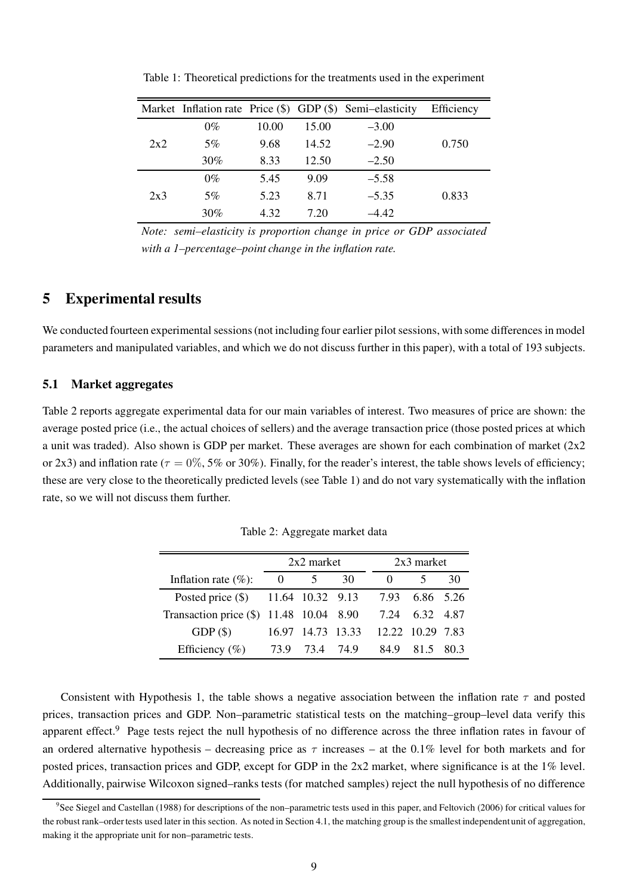Table 1: Theoretical predictions for the treatments used in the experiment

| Market | Inflation rate | Price ($) | GDP ($) | Semi–elasticity | Efficiency |
|---|---|---|---|---|---|
| 2x2 | 0% | 10.00 | 15.00 | –3.00 | 0.750 |
| | 5% | 9.68 | 14.52 | –2.90 | |
| | 30% | 8.33 | 12.50 | –2.50 | |
| 2x3 | 0% | 5.45 | 9.09 | –5.58 | 0.833 |
| | 5% | 5.23 | 8.71 | –5.35 | |
| | 30% | 4.32 | 7.20 | –4.42 | |

*Note: semi–elasticity is proportion change in price or GDP associated with a 1–percentage–point change in the inflation rate.*

## 5 Experimental results

We conducted fourteen experimental sessions (not including four earlier pilot sessions, with some differences in model parameters and manipulated variables, and which we do not discuss further in this paper), with a total of 193 subjects.

### 5.1 Market aggregates

Table 2 reports aggregate experimental data for our main variables of interest. Two measures of price are shown: the average posted price (i.e., the actual choices of sellers) and the average transaction price (those posted prices at which a unit was traded). Also shown is GDP per market. These averages are shown for each combination of market (2x2 or 2x3) and inflation rate ($\tau = 0\%$, 5% or 30%). Finally, for the reader's interest, the table shows levels of efficiency; these are very close to the theoretically predicted levels (see Table 1) and do not vary systematically with the inflation rate, so we will not discuss them further.

Table 2: Aggregate market data

| | 2x2 market | | | 2x3 market | | |
|---|---|---|---|---|---|---|
| Inflation rate (%): | 0 | 5 | 30 | 0 | 5 | 30 |
| Posted price ($) | 11.64 | 10.32 | 9.13 | 7.93 | 6.86 | 5.26 |
| Transaction price ($) | 11.48 | 10.04 | 8.90 | 7.24 | 6.32 | 4.87 |
| GDP ($) | 16.97 | 14.73 | 13.33 | 12.22 | 10.29 | 7.83 |
| Efficiency (%) | 73.9 | 73.4 | 74.9 | 84.9 | 81.5 | 80.3 |

Consistent with Hypothesis 1, the table shows a negative association between the inflation rate $\tau$ and posted prices, transaction prices and GDP. Non–parametric statistical tests on the matching–group–level data verify this apparent effect.[9] Page tests reject the null hypothesis of no difference across the three inflation rates in favour of an ordered alternative hypothesis – decreasing price as $\tau$ increases – at the 0.1% level for both markets and for posted prices, transaction prices and GDP, except for GDP in the 2x2 market, where significance is at the 1% level. Additionally, pairwise Wilcoxon signed–ranks tests (for matched samples) reject the null hypothesis of no difference

[9] See Siegel and Castellan (1988) for descriptions of the non–parametric tests used in this paper, and Feltovich (2006) for critical values for the robust rank–order tests used later in this section. As noted in Section 4.1, the matching group is the smallest independent unit of aggregation, making it the appropriate unit for non–parametric tests.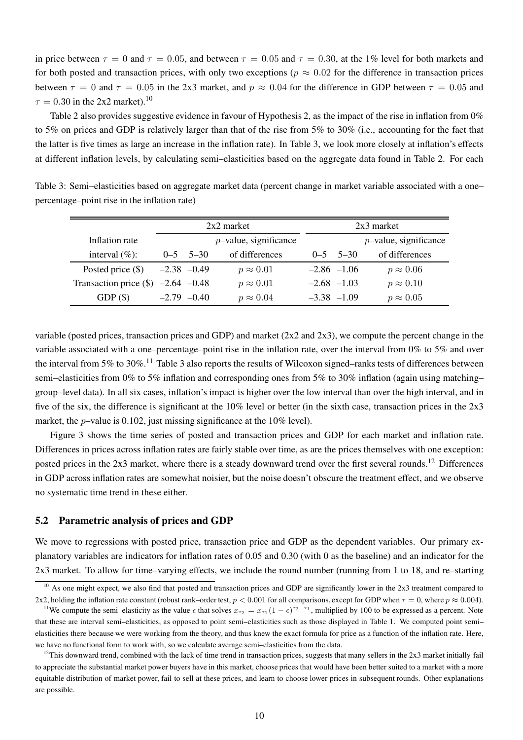in price between $\tau = 0$ and $\tau = 0.05$, and between $\tau = 0.05$ and $\tau = 0.30$, at the 1% level for both markets and for both posted and transaction prices, with only two exceptions ($p \approx 0.02$ for the difference in transaction prices between $\tau = 0$ and $\tau = 0.05$ in the 2x3 market, and $p \approx 0.04$ for the difference in GDP between $\tau = 0.05$ and $\tau = 0.30$ in the 2x2 market).[10]

Table 2 also provides suggestive evidence in favour of Hypothesis 2, as the impact of the rise in inflation from 0% to 5% on prices and GDP is relatively larger than that of the rise from 5% to 30% (i.e., accounting for the fact that the latter is five times as large an increase in the inflation rate). In Table 3, we look more closely at inflation's effects at different inflation levels, by calculating semi–elasticities based on the aggregate data found in Table 2. For each

Table 3: Semi–elasticities based on aggregate market data (percent change in market variable associated with a one–percentage–point rise in the inflation rate)

| | 2x2 market | | | 2x3 market | | |
|---|---|---|---|---|---|---|
| Inflation rate | | | $p$–value, significance | | | $p$–value, significance |
| interval (%): | 0–5 | 5–30 | of differences | 0–5 | 5–30 | of differences |
| Posted price ($) | –2.38 | –0.49 | $p \approx 0.01$ | –2.86 | –1.06 | $p \approx 0.06$ |
| Transaction price ($) | –2.64 | –0.48 | $p \approx 0.01$ | –2.68 | –1.03 | $p \approx 0.10$ |
| GDP ($) | –2.79 | –0.40 | $p \approx 0.04$ | –3.38 | –1.09 | $p \approx 0.05$ |

variable (posted prices, transaction prices and GDP) and market (2x2 and 2x3), we compute the percent change in the variable associated with a one–percentage–point rise in the inflation rate, over the interval from 0% to 5% and over the interval from 5% to 30%.[11] Table 3 also reports the results of Wilcoxon signed–ranks tests of differences between semi–elasticities from 0% to 5% inflation and corresponding ones from 5% to 30% inflation (again using matching–group–level data). In all six cases, inflation's impact is higher over the low interval than over the high interval, and in five of the six, the difference is significant at the 10% level or better (in the sixth case, transaction prices in the 2x3 market, the $p$–value is 0.102, just missing significance at the 10% level).

Figure 3 shows the time series of posted and transaction prices and GDP for each market and inflation rate. Differences in prices across inflation rates are fairly stable over time, as are the prices themselves with one exception: posted prices in the 2x3 market, where there is a steady downward trend over the first several rounds.[12] Differences in GDP across inflation rates are somewhat noisier, but the noise doesn't obscure the treatment effect, and we observe no systematic time trend in these either.

### 5.2 Parametric analysis of prices and GDP

We move to regressions with posted price, transaction price and GDP as the dependent variables. Our primary explanatory variables are indicators for inflation rates of 0.05 and 0.30 (with 0 as the baseline) and an indicator for the 2x3 market. To allow for time–varying effects, we include the round number (running from 1 to 18, and re–starting

[10] As one might expect, we also find that posted and transaction prices and GDP are significantly lower in the 2x3 treatment compared to 2x2, holding the inflation rate constant (robust rank–order test, $p < 0.001$ for all comparisons, except for GDP when $\tau = 0$, where $p \approx 0.004$).

[11] We compute the semi–elasticity as the value $\epsilon$ that solves $x_{\tau_2} = x_{\tau_1}(1-\epsilon)^{\tau_2 - \tau_1}$, multiplied by 100 to be expressed as a percent. Note that these are interval semi–elasticities, as opposed to point semi–elasticities such as those displayed in Table 1. We computed point semi–elasticities there because we were working from the theory, and thus knew the exact formula for price as a function of the inflation rate. Here, we have no functional form to work with, so we calculate average semi–elasticities from the data.

[12] This downward trend, combined with the lack of time trend in transaction prices, suggests that many sellers in the 2x3 market initially fail to appreciate the substantial market power buyers have in this market, choose prices that would have been better suited to a market with a more equitable distribution of market power, fail to sell at these prices, and learn to choose lower prices in subsequent rounds. Other explanations are possible.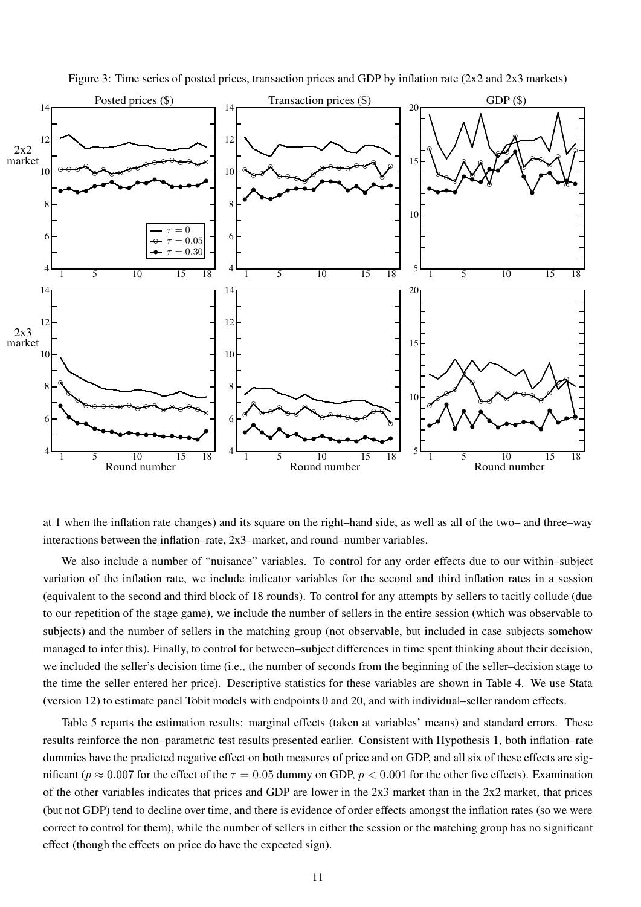Figure 3: Time series of posted prices, transaction prices and GDP by inflation rate (2x2 and 2x3 markets)

at 1 when the inflation rate changes) and its square on the right–hand side, as well as all of the two– and three–way interactions between the inflation–rate, 2x3–market, and round–number variables.

We also include a number of "nuisance" variables. To control for any order effects due to our within–subject variation of the inflation rate, we include indicator variables for the second and third inflation rates in a session (equivalent to the second and third block of 18 rounds). To control for any attempts by sellers to tacitly collude (due to our repetition of the stage game), we include the number of sellers in the entire session (which was observable to subjects) and the number of sellers in the matching group (not observable, but included in case subjects somehow managed to infer this). Finally, to control for between–subject differences in time spent thinking about their decision, we included the seller's decision time (i.e., the number of seconds from the beginning of the seller–decision stage to the time the seller entered her price). Descriptive statistics for these variables are shown in Table 4. We use Stata (version 12) to estimate panel Tobit models with endpoints 0 and 20, and with individual–seller random effects.

Table 5 reports the estimation results: marginal effects (taken at variables' means) and standard errors. These results reinforce the non–parametric test results presented earlier. Consistent with Hypothesis 1, both inflation–rate dummies have the predicted negative effect on both measures of price and on GDP, and all six of these effects are significant ($p \approx 0.007$ for the effect of the $\tau = 0.05$ dummy on GDP, $p < 0.001$ for the other five effects). Examination of the other variables indicates that prices and GDP are lower in the 2x3 market than in the 2x2 market, that prices (but not GDP) tend to decline over time, and there is evidence of order effects amongst the inflation rates (so we were correct to control for them), while the number of sellers in either the session or the matching group has no significant effect (though the effects on price do have the expected sign).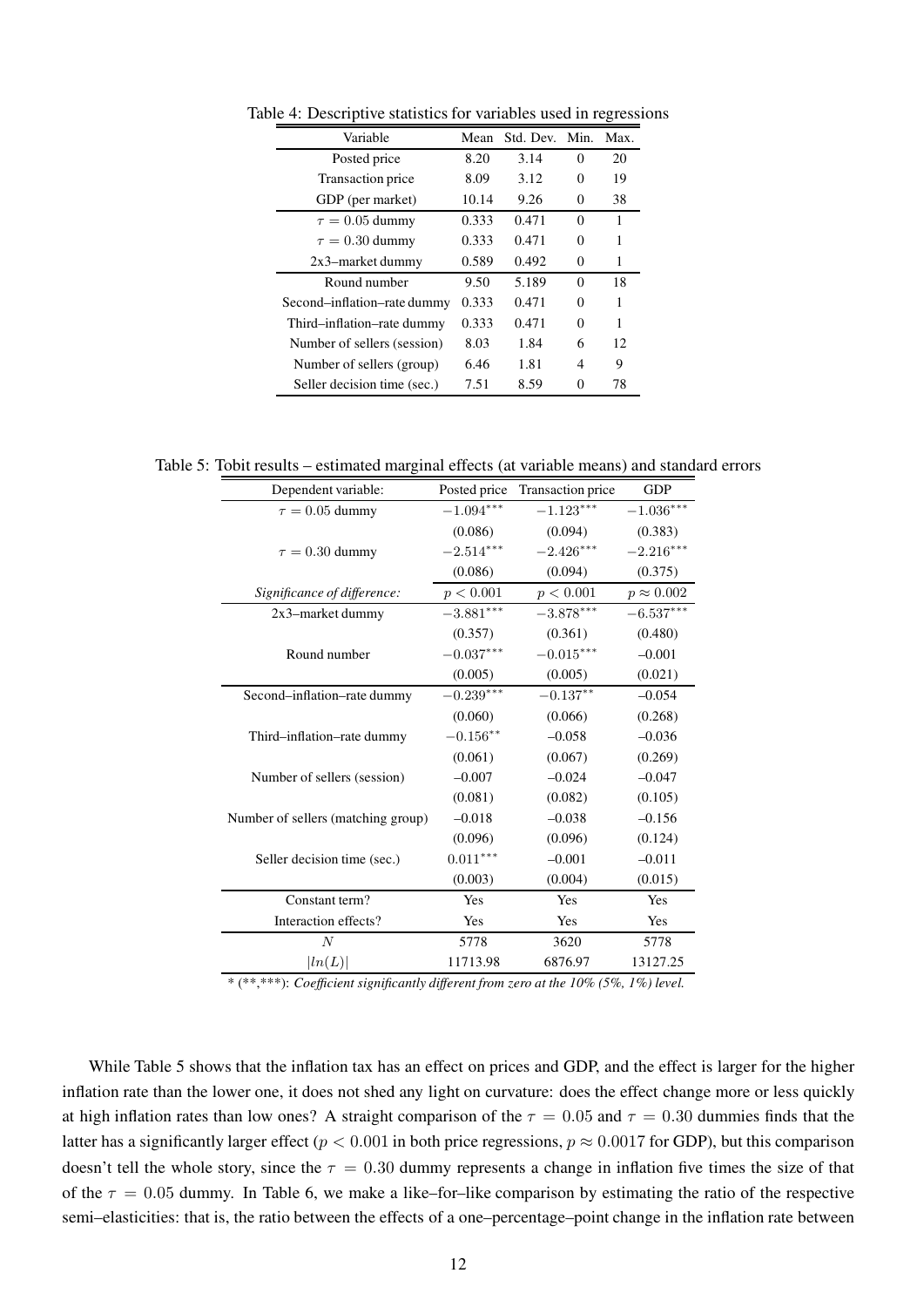Table 4: Descriptive statistics for variables used in regressions

| Variable | Mean | Std. Dev. | Min. | Max. |
|---|---|---|---|---|
| Posted price | 8.20 | 3.14 | 0 | 20 |
| Transaction price | 8.09 | 3.12 | 0 | 19 |
| GDP (per market) | 10.14 | 9.26 | 0 | 38 |
| $\tau = 0.05$ dummy | 0.333 | 0.471 | 0 | 1 |
| $\tau = 0.30$ dummy | 0.333 | 0.471 | 0 | 1 |
| 2x3–market dummy | 0.589 | 0.492 | 0 | 1 |
| Round number | 9.50 | 5.189 | 0 | 18 |
| Second–inflation–rate dummy | 0.333 | 0.471 | 0 | 1 |
| Third–inflation–rate dummy | 0.333 | 0.471 | 0 | 1 |
| Number of sellers (session) | 8.03 | 1.84 | 6 | 12 |
| Number of sellers (group) | 6.46 | 1.81 | 4 | 9 |
| Seller decision time (sec.) | 7.51 | 8.59 | 0 | 78 |

Table 5: Tobit results – estimated marginal effects (at variable means) and standard errors

| Dependent variable: | Posted price | Transaction price | GDP |
|---|---|---|---|
| $\tau = 0.05$ dummy | $-1.094^{***}$ | $-1.123^{***}$ | $-1.036^{***}$ |
| | (0.086) | (0.094) | (0.383) |
| $\tau = 0.30$ dummy | $-2.514^{***}$ | $-2.426^{***}$ | $-2.216^{***}$ |
| | (0.086) | (0.094) | (0.375) |
| *Significance of difference:* | $p < 0.001$ | $p < 0.001$ | $p \approx 0.002$ |
| 2x3–market dummy | $-3.881^{***}$ | $-3.878^{***}$ | $-6.537^{***}$ |
| | (0.357) | (0.361) | (0.480) |
| Round number | $-0.037^{***}$ | $-0.015^{***}$ | –0.001 |
| | (0.005) | (0.005) | (0.021) |
| Second–inflation–rate dummy | $-0.239^{***}$ | $-0.137^{**}$ | –0.054 |
| | (0.060) | (0.066) | (0.268) |
| Third–inflation–rate dummy | $-0.156^{**}$ | –0.058 | –0.036 |
| | (0.061) | (0.067) | (0.269) |
| Number of sellers (session) | –0.007 | –0.024 | –0.047 |
| | (0.081) | (0.082) | (0.105) |
| Number of sellers (matching group) | –0.018 | –0.038 | –0.156 |
| | (0.096) | (0.096) | (0.124) |
| Seller decision time (sec.) | $0.011^{***}$ | –0.001 | –0.011 |
| | (0.003) | (0.004) | (0.015) |
| Constant term? | Yes | Yes | Yes |
| Interaction effects? | Yes | Yes | Yes |
| $N$ | 5778 | 3620 | 5778 |
| $\|ln(L)\|$ | 11713.98 | 6876.97 | 13127.25 |

* (**,***): *Coefficient significantly different from zero at the 10% (5%, 1%) level.*

While Table 5 shows that the inflation tax has an effect on prices and GDP, and the effect is larger for the higher inflation rate than the lower one, it does not shed any light on curvature: does the effect change more or less quickly at high inflation rates than low ones? A straight comparison of the $\tau = 0.05$ and $\tau = 0.30$ dummies finds that the latter has a significantly larger effect ($p < 0.001$ in both price regressions, $p \approx 0.0017$ for GDP), but this comparison doesn't tell the whole story, since the $\tau = 0.30$ dummy represents a change in inflation five times the size of that of the $\tau = 0.05$ dummy. In Table 6, we make a like–for–like comparison by estimating the ratio of the respective semi–elasticities: that is, the ratio between the effects of a one–percentage–point change in the inflation rate between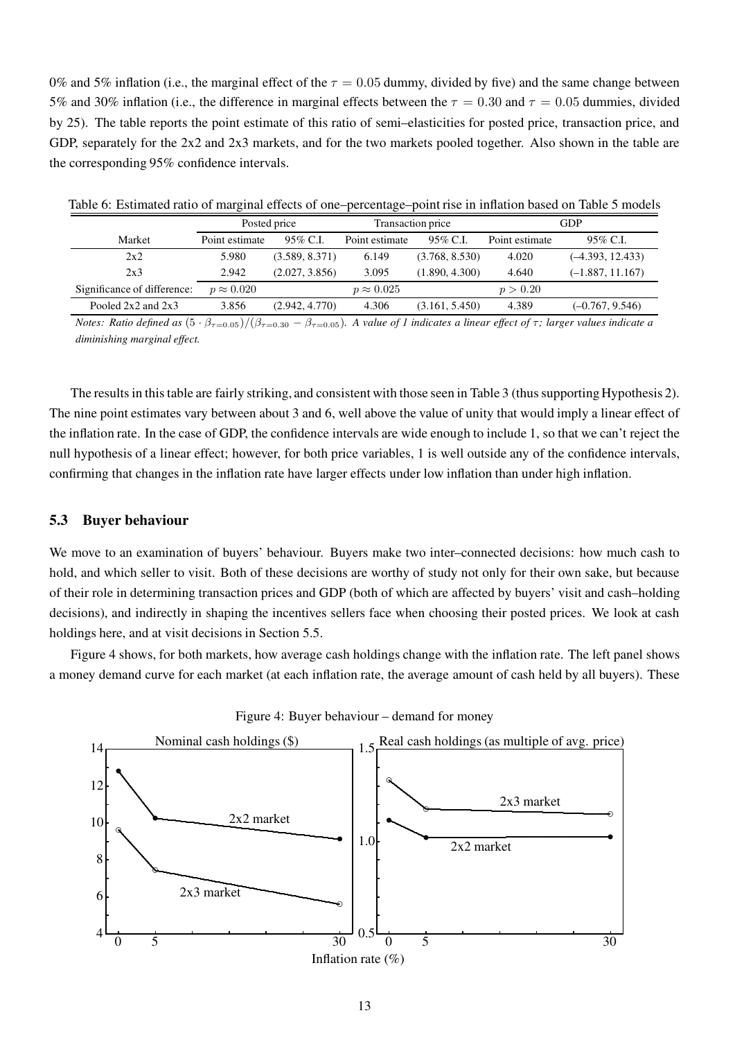0% and 5% inflation (i.e., the marginal effect of the $\tau = 0.05$ dummy, divided by five) and the same change between 5% and 30% inflation (i.e., the difference in marginal effects between the $\tau = 0.30$ and $\tau = 0.05$ dummies, divided by 25). The table reports the point estimate of this ratio of semi–elasticities for posted price, transaction price, and GDP, separately for the 2x2 and 2x3 markets, and for the two markets pooled together. Also shown in the table are the corresponding 95% confidence intervals.

Table 6: Estimated ratio of marginal effects of one–percentage–point rise in inflation based on Table 5 models

| | Posted price | | Transaction price | | GDP | |
|---|---|---|---|---|---|---|
| Market | Point estimate | 95% C.I. | Point estimate | 95% C.I. | Point estimate | 95% C.I. |
| 2x2 | 5.980 | (3.589, 8.371) | 6.149 | (3.768, 8.530) | 4.020 | (–4.393, 12.433) |
| 2x3 | 2.942 | (2.027, 3.856) | 3.095 | (1.890, 4.300) | 4.640 | (–1.887, 11.167) |
| Significance of difference: | $p \approx 0.020$ | | $p \approx 0.025$ | | $p > 0.20$ | |
| Pooled 2x2 and 2x3 | 3.856 | (2.942, 4.770) | 4.306 | (3.161, 5.450) | 4.389 | (–0.767, 9.546) |

*Notes: Ratio defined as* $(5 \cdot \beta_{\tau=0.05})/(\beta_{\tau=0.30} - \beta_{\tau=0.05})$. *A value of 1 indicates a linear effect of* $\tau$*; larger values indicate a diminishing marginal effect.*

The results in this table are fairly striking, and consistent with those seen in Table 3 (thus supporting Hypothesis 2). The nine point estimates vary between about 3 and 6, well above the value of unity that would imply a linear effect of the inflation rate. In the case of GDP, the confidence intervals are wide enough to include 1, so that we can't reject the null hypothesis of a linear effect; however, for both price variables, 1 is well outside any of the confidence intervals, confirming that changes in the inflation rate have larger effects under low inflation than under high inflation.

### 5.3 Buyer behaviour

We move to an examination of buyers' behaviour. Buyers make two inter–connected decisions: how much cash to hold, and which seller to visit. Both of these decisions are worthy of study not only for their own sake, but because of their role in determining transaction prices and GDP (both of which are affected by buyers' visit and cash–holding decisions), and indirectly in shaping the incentives sellers face when choosing their posted prices. We look at cash holdings here, and at visit decisions in Section 5.5.

Figure 4 shows, for both markets, how average cash holdings change with the inflation rate. The left panel shows a money demand curve for each market (at each inflation rate, the average amount of cash held by all buyers). These

Figure 4: Buyer behaviour – demand for money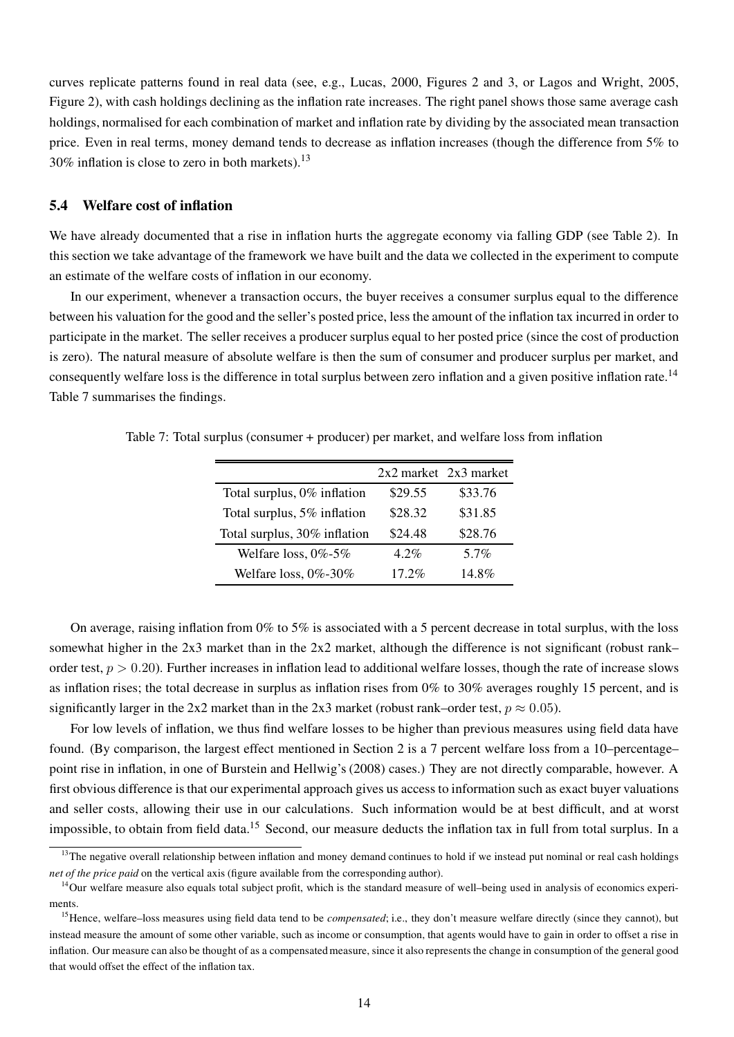curves replicate patterns found in real data (see, e.g., Lucas, 2000, Figures 2 and 3, or Lagos and Wright, 2005, Figure 2), with cash holdings declining as the inflation rate increases. The right panel shows those same average cash holdings, normalised for each combination of market and inflation rate by dividing by the associated mean transaction price. Even in real terms, money demand tends to decrease as inflation increases (though the difference from 5% to 30% inflation is close to zero in both markets).[13]

### 5.4 Welfare cost of inflation

We have already documented that a rise in inflation hurts the aggregate economy via falling GDP (see Table 2). In this section we take advantage of the framework we have built and the data we collected in the experiment to compute an estimate of the welfare costs of inflation in our economy.

In our experiment, whenever a transaction occurs, the buyer receives a consumer surplus equal to the difference between his valuation for the good and the seller's posted price, less the amount of the inflation tax incurred in order to participate in the market. The seller receives a producer surplus equal to her posted price (since the cost of production is zero). The natural measure of absolute welfare is then the sum of consumer and producer surplus per market, and consequently welfare loss is the difference in total surplus between zero inflation and a given positive inflation rate.[14] Table 7 summarises the findings.

Table 7: Total surplus (consumer + producer) per market, and welfare loss from inflation

| | 2x2 market | 2x3 market |
|---|---|---|
| Total surplus, 0% inflation | \$29.55 | \$33.76 |
| Total surplus, 5% inflation | \$28.32 | \$31.85 |
| Total surplus, 30% inflation | \$24.48 | \$28.76 |
| Welfare loss, 0%-5% | 4.2% | 5.7% |
| Welfare loss, 0%-30% | 17.2% | 14.8% |

On average, raising inflation from 0% to 5% is associated with a 5 percent decrease in total surplus, with the loss somewhat higher in the 2x3 market than in the 2x2 market, although the difference is not significant (robust rank–order test, $p > 0.20$). Further increases in inflation lead to additional welfare losses, though the rate of increase slows as inflation rises; the total decrease in surplus as inflation rises from 0% to 30% averages roughly 15 percent, and is significantly larger in the 2x2 market than in the 2x3 market (robust rank–order test, $p \approx 0.05$).

For low levels of inflation, we thus find welfare losses to be higher than previous measures using field data have found. (By comparison, the largest effect mentioned in Section 2 is a 7 percent welfare loss from a 10–percentage–point rise in inflation, in one of Burstein and Hellwig's (2008) cases.) They are not directly comparable, however. A first obvious difference is that our experimental approach gives us access to information such as exact buyer valuations and seller costs, allowing their use in our calculations. Such information would be at best difficult, and at worst impossible, to obtain from field data.[15] Second, our measure deducts the inflation tax in full from total surplus. In a

[13] The negative overall relationship between inflation and money demand continues to hold if we instead put nominal or real cash holdings *net of the price paid* on the vertical axis (figure available from the corresponding author).

[14] Our welfare measure also equals total subject profit, which is the standard measure of well–being used in analysis of economics experiments.

[15] Hence, welfare–loss measures using field data tend to be *compensated*; i.e., they don't measure welfare directly (since they cannot), but instead measure the amount of some other variable, such as income or consumption, that agents would have to gain in order to offset a rise in inflation. Our measure can also be thought of as a compensated measure, since it also represents the change in consumption of the general good that would offset the effect of the inflation tax.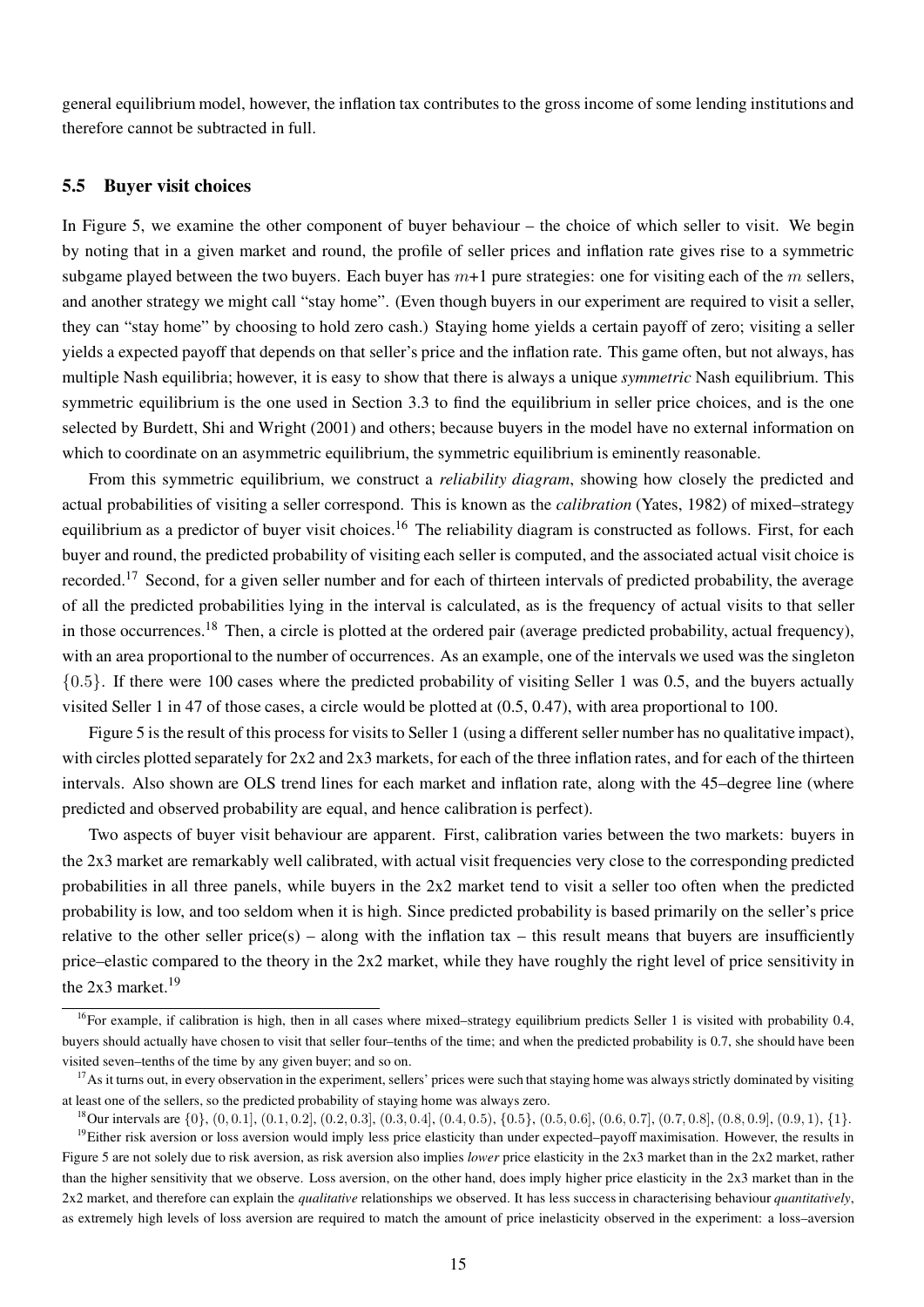general equilibrium model, however, the inflation tax contributes to the gross income of some lending institutions and therefore cannot be subtracted in full.

### 5.5 Buyer visit choices

In Figure 5, we examine the other component of buyer behaviour – the choice of which seller to visit. We begin by noting that in a given market and round, the profile of seller prices and inflation rate gives rise to a symmetric subgame played between the two buyers. Each buyer has $m+1$ pure strategies: one for visiting each of the $m$ sellers, and another strategy we might call "stay home". (Even though buyers in our experiment are required to visit a seller, they can "stay home" by choosing to hold zero cash.) Staying home yields a certain payoff of zero; visiting a seller yields a expected payoff that depends on that seller's price and the inflation rate. This game often, but not always, has multiple Nash equilibria; however, it is easy to show that there is always a unique *symmetric* Nash equilibrium. This symmetric equilibrium is the one used in Section 3.3 to find the equilibrium in seller price choices, and is the one selected by Burdett, Shi and Wright (2001) and others; because buyers in the model have no external information on which to coordinate on an asymmetric equilibrium, the symmetric equilibrium is eminently reasonable.

From this symmetric equilibrium, we construct a *reliability diagram*, showing how closely the predicted and actual probabilities of visiting a seller correspond. This is known as the *calibration* (Yates, 1982) of mixed–strategy equilibrium as a predictor of buyer visit choices.[16] The reliability diagram is constructed as follows. First, for each buyer and round, the predicted probability of visiting each seller is computed, and the associated actual visit choice is recorded.[17] Second, for a given seller number and for each of thirteen intervals of predicted probability, the average of all the predicted probabilities lying in the interval is calculated, as is the frequency of actual visits to that seller in those occurrences.[18] Then, a circle is plotted at the ordered pair (average predicted probability, actual frequency), with an area proportional to the number of occurrences. As an example, one of the intervals we used was the singleton $\{0.5\}$. If there were 100 cases where the predicted probability of visiting Seller 1 was 0.5, and the buyers actually visited Seller 1 in 47 of those cases, a circle would be plotted at (0.5, 0.47), with area proportional to 100.

Figure 5 is the result of this process for visits to Seller 1 (using a different seller number has no qualitative impact), with circles plotted separately for 2x2 and 2x3 markets, for each of the three inflation rates, and for each of the thirteen intervals. Also shown are OLS trend lines for each market and inflation rate, along with the 45–degree line (where predicted and observed probability are equal, and hence calibration is perfect).

Two aspects of buyer visit behaviour are apparent. First, calibration varies between the two markets: buyers in the 2x3 market are remarkably well calibrated, with actual visit frequencies very close to the corresponding predicted probabilities in all three panels, while buyers in the 2x2 market tend to visit a seller too often when the predicted probability is low, and too seldom when it is high. Since predicted probability is based primarily on the seller's price relative to the other seller price(s) – along with the inflation tax – this result means that buyers are insufficiently price–elastic compared to the theory in the 2x2 market, while they have roughly the right level of price sensitivity in the 2x3 market.[19]

[16] For example, if calibration is high, then in all cases where mixed–strategy equilibrium predicts Seller 1 is visited with probability 0.4, buyers should actually have chosen to visit that seller four–tenths of the time; and when the predicted probability is 0.7, she should have been visited seven–tenths of the time by any given buyer; and so on.

[17] As it turns out, in every observation in the experiment, sellers' prices were such that staying home was always strictly dominated by visiting at least one of the sellers, so the predicted probability of staying home was always zero.

[18] Our intervals are $\{0\}$, $(0, 0.1]$, $(0.1, 0.2]$, $(0.2, 0.3]$, $(0.3, 0.4]$, $(0.4, 0.5)$, $\{0.5\}$, $(0.5, 0.6]$, $(0.6, 0.7]$, $(0.7, 0.8]$, $(0.8, 0.9]$, $(0.9, 1)$, $\{1\}$.

[19] Either risk aversion or loss aversion would imply less price elasticity than under expected–payoff maximisation. However, the results in Figure 5 are not solely due to risk aversion, as risk aversion also implies *lower* price elasticity in the 2x3 market than in the 2x2 market, rather than the higher sensitivity that we observe. Loss aversion, on the other hand, does imply higher price elasticity in the 2x3 market than in the 2x2 market, and therefore can explain the *qualitative* relationships we observed. It has less success in characterising behaviour *quantitatively*, as extremely high levels of loss aversion are required to match the amount of price inelasticity observed in the experiment: a loss–aversion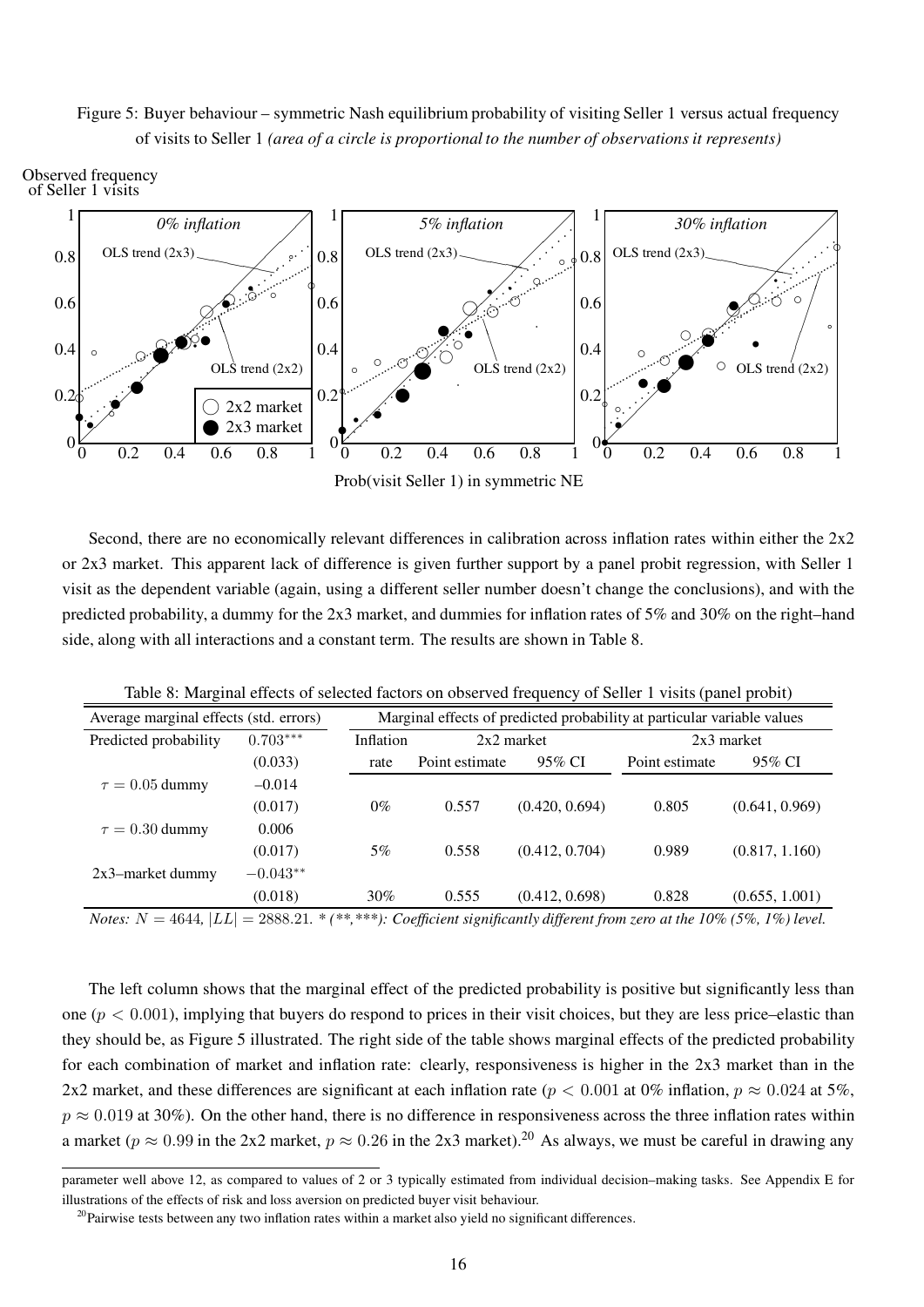Figure 5: Buyer behaviour – symmetric Nash equilibrium probability of visiting Seller 1 versus actual frequency of visits to Seller 1 *(area of a circle is proportional to the number of observations it represents)*

Second, there are no economically relevant differences in calibration across inflation rates within either the 2x2 or 2x3 market. This apparent lack of difference is given further support by a panel probit regression, with Seller 1 visit as the dependent variable (again, using a different seller number doesn't change the conclusions), and with the predicted probability, a dummy for the 2x3 market, and dummies for inflation rates of 5% and 30% on the right–hand side, along with all interactions and a constant term. The results are shown in Table 8.

Table 8: Marginal effects of selected factors on observed frequency of Seller 1 visits (panel probit)

| Average marginal effects (std. errors) | | Marginal effects of predicted probability at particular variable values | | | | |
|---|---|---|---|---|---|---|
| | | Inflation | 2x2 market | | 2x3 market | |
| | | rate | Point estimate | 95% CI | Point estimate | 95% CI |
| Predicted probability | $0.703^{***}$ | | | | | |
| | (0.033) | | | | | |
| $\tau = 0.05$ dummy | −0.014 | | | | | |
| | (0.017) | 0% | 0.557 | (0.420, 0.694) | 0.805 | (0.641, 0.969) |
| $\tau = 0.30$ dummy | 0.006 | | | | | |
| | (0.017) | 5% | 0.558 | (0.412, 0.704) | 0.989 | (0.817, 1.160) |
| 2x3–market dummy | $-0.043^{**}$ | | | | | |
| | (0.018) | 30% | 0.555 | (0.412, 0.698) | 0.828 | (0.655, 1.001) |

*Notes:* $N = 4644$, $|LL| = 2888.21$. *\* (\*\*,\*\*\*): Coefficient significantly different from zero at the 10% (5%, 1%) level.*

The left column shows that the marginal effect of the predicted probability is positive but significantly less than one ($p < 0.001$), implying that buyers do respond to prices in their visit choices, but they are less price–elastic than they should be, as Figure 5 illustrated. The right side of the table shows marginal effects of the predicted probability for each combination of market and inflation rate: clearly, responsiveness is higher in the 2x3 market than in the 2x2 market, and these differences are significant at each inflation rate ($p < 0.001$ at 0% inflation, $p \approx 0.024$ at 5%, $p \approx 0.019$ at 30%). On the other hand, there is no difference in responsiveness across the three inflation rates within a market ($p \approx 0.99$ in the 2x2 market, $p \approx 0.26$ in the 2x3 market).[20] As always, we must be careful in drawing any

parameter well above 12, as compared to values of 2 or 3 typically estimated from individual decision–making tasks. See Appendix E for illustrations of the effects of risk and loss aversion on predicted buyer visit behaviour.

[20] Pairwise tests between any two inflation rates within a market also yield no significant differences.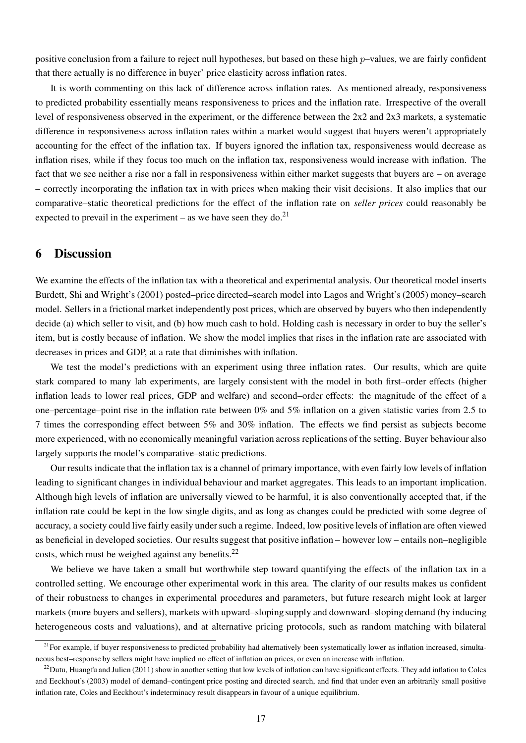positive conclusion from a failure to reject null hypotheses, but based on these high $p$–values, we are fairly confident that there actually is no difference in buyer' price elasticity across inflation rates.

It is worth commenting on this lack of difference across inflation rates. As mentioned already, responsiveness to predicted probability essentially means responsiveness to prices and the inflation rate. Irrespective of the overall level of responsiveness observed in the experiment, or the difference between the 2x2 and 2x3 markets, a systematic difference in responsiveness across inflation rates within a market would suggest that buyers weren't appropriately accounting for the effect of the inflation tax. If buyers ignored the inflation tax, responsiveness would decrease as inflation rises, while if they focus too much on the inflation tax, responsiveness would increase with inflation. The fact that we see neither a rise nor a fall in responsiveness within either market suggests that buyers are – on average – correctly incorporating the inflation tax in with prices when making their visit decisions. It also implies that our comparative–static theoretical predictions for the effect of the inflation rate on *seller prices* could reasonably be expected to prevail in the experiment – as we have seen they do.[21]

## 6 Discussion

We examine the effects of the inflation tax with a theoretical and experimental analysis. Our theoretical model inserts Burdett, Shi and Wright's (2001) posted–price directed–search model into Lagos and Wright's (2005) money–search model. Sellers in a frictional market independently post prices, which are observed by buyers who then independently decide (a) which seller to visit, and (b) how much cash to hold. Holding cash is necessary in order to buy the seller's item, but is costly because of inflation. We show the model implies that rises in the inflation rate are associated with decreases in prices and GDP, at a rate that diminishes with inflation.

We test the model's predictions with an experiment using three inflation rates. Our results, which are quite stark compared to many lab experiments, are largely consistent with the model in both first–order effects (higher inflation leads to lower real prices, GDP and welfare) and second–order effects: the magnitude of the effect of a one–percentage–point rise in the inflation rate between 0% and 5% inflation on a given statistic varies from 2.5 to 7 times the corresponding effect between 5% and 30% inflation. The effects we find persist as subjects become more experienced, with no economically meaningful variation across replications of the setting. Buyer behaviour also largely supports the model's comparative–static predictions.

Our results indicate that the inflation tax is a channel of primary importance, with even fairly low levels of inflation leading to significant changes in individual behaviour and market aggregates. This leads to an important implication. Although high levels of inflation are universally viewed to be harmful, it is also conventionally accepted that, if the inflation rate could be kept in the low single digits, and as long as changes could be predicted with some degree of accuracy, a society could live fairly easily under such a regime. Indeed, low positive levels of inflation are often viewed as beneficial in developed societies. Our results suggest that positive inflation – however low – entails non–negligible costs, which must be weighed against any benefits.[22]

We believe we have taken a small but worthwhile step toward quantifying the effects of the inflation tax in a controlled setting. We encourage other experimental work in this area. The clarity of our results makes us confident of their robustness to changes in experimental procedures and parameters, but future research might look at larger markets (more buyers and sellers), markets with upward–sloping supply and downward–sloping demand (by inducing heterogeneous costs and valuations), and at alternative pricing protocols, such as random matching with bilateral

[21] For example, if buyer responsiveness to predicted probability had alternatively been systematically lower as inflation increased, simultaneous best–response by sellers might have implied no effect of inflation on prices, or even an increase with inflation.

[22] Dutu, Huangfu and Julien (2011) show in another setting that low levels of inflation can have significant effects. They add inflation to Coles and Eeckhout's (2003) model of demand–contingent price posting and directed search, and find that under even an arbitrarily small positive inflation rate, Coles and Eeckhout's indeterminacy result disappears in favour of a unique equilibrium.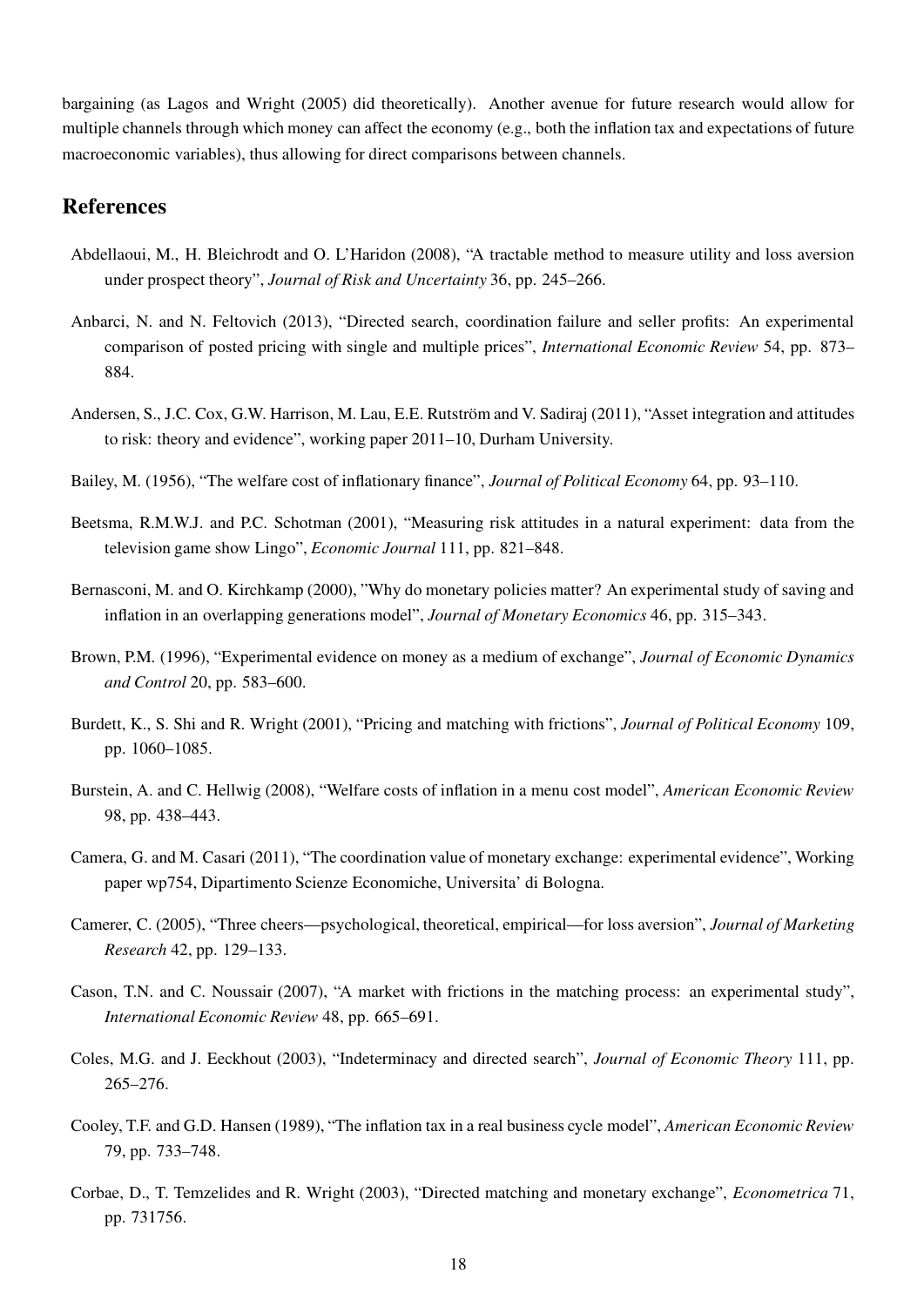bargaining (as Lagos and Wright (2005) did theoretically). Another avenue for future research would allow for multiple channels through which money can affect the economy (e.g., both the inflation tax and expectations of future macroeconomic variables), thus allowing for direct comparisons between channels.

## References

Abdellaoui, M., H. Bleichrodt and O. L'Haridon (2008), "A tractable method to measure utility and loss aversion under prospect theory", *Journal of Risk and Uncertainty* 36, pp. 245–266.

Anbarci, N. and N. Feltovich (2013), "Directed search, coordination failure and seller profits: An experimental comparison of posted pricing with single and multiple prices", *International Economic Review* 54, pp. 873–884.

Andersen, S., J.C. Cox, G.W. Harrison, M. Lau, E.E. Rutström and V. Sadiraj (2011), "Asset integration and attitudes to risk: theory and evidence", working paper 2011–10, Durham University.

Bailey, M. (1956), "The welfare cost of inflationary finance", *Journal of Political Economy* 64, pp. 93–110.

Beetsma, R.M.W.J. and P.C. Schotman (2001), "Measuring risk attitudes in a natural experiment: data from the television game show Lingo", *Economic Journal* 111, pp. 821–848.

Bernasconi, M. and O. Kirchkamp (2000), "Why do monetary policies matter? An experimental study of saving and inflation in an overlapping generations model", *Journal of Monetary Economics* 46, pp. 315–343.

Brown, P.M. (1996), "Experimental evidence on money as a medium of exchange", *Journal of Economic Dynamics and Control* 20, pp. 583–600.

Burdett, K., S. Shi and R. Wright (2001), "Pricing and matching with frictions", *Journal of Political Economy* 109, pp. 1060–1085.

Burstein, A. and C. Hellwig (2008), "Welfare costs of inflation in a menu cost model", *American Economic Review* 98, pp. 438–443.

Camera, G. and M. Casari (2011), "The coordination value of monetary exchange: experimental evidence", Working paper wp754, Dipartimento Scienze Economiche, Universita' di Bologna.

Camerer, C. (2005), "Three cheers—psychological, theoretical, empirical—for loss aversion", *Journal of Marketing Research* 42, pp. 129–133.

Cason, T.N. and C. Noussair (2007), "A market with frictions in the matching process: an experimental study", *International Economic Review* 48, pp. 665–691.

Coles, M.G. and J. Eeckhout (2003), "Indeterminacy and directed search", *Journal of Economic Theory* 111, pp. 265–276.

Cooley, T.F. and G.D. Hansen (1989), "The inflation tax in a real business cycle model", *American Economic Review* 79, pp. 733–748.

Corbae, D., T. Temzelides and R. Wright (2003), "Directed matching and monetary exchange", *Econometrica* 71, pp. 731756.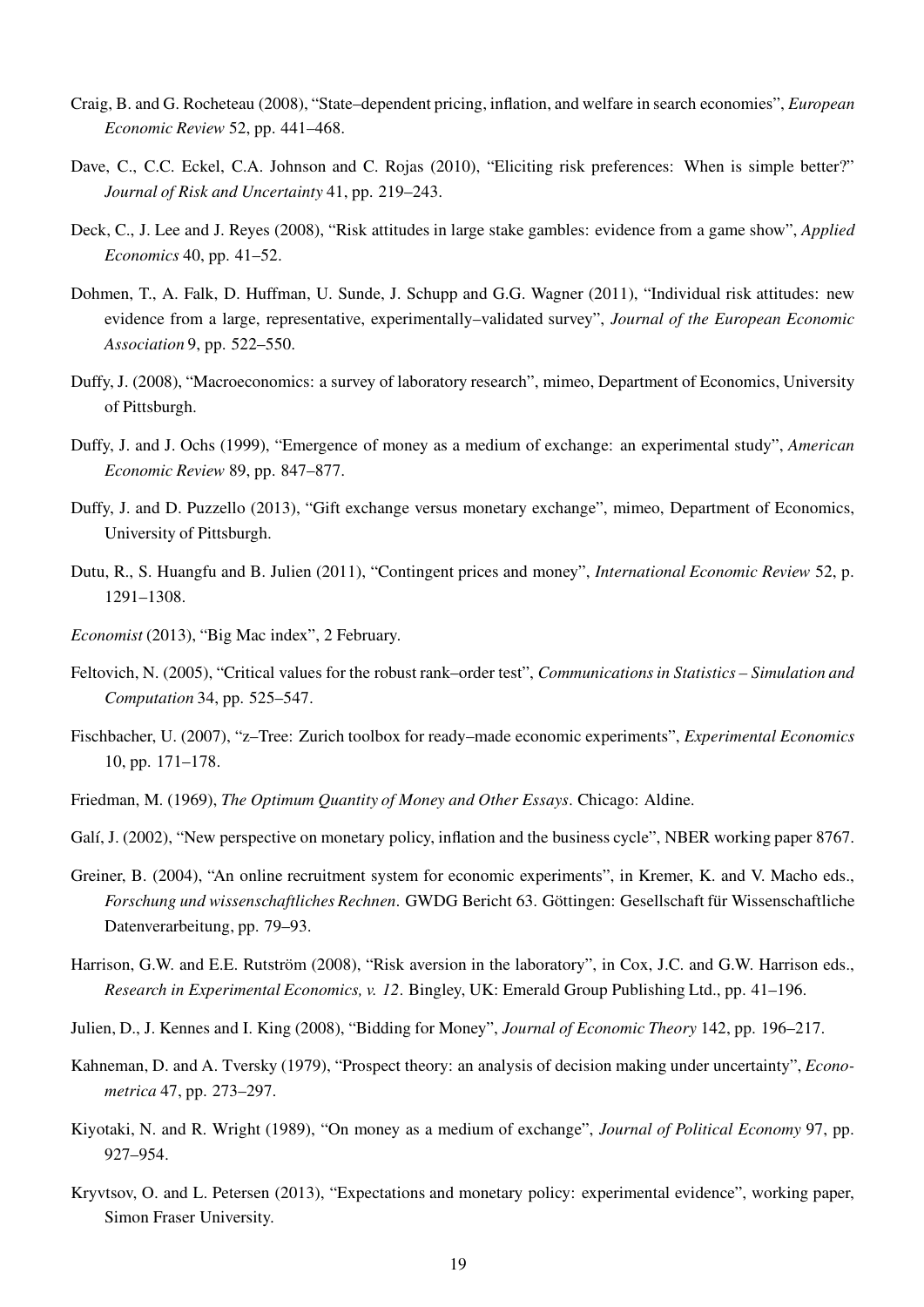Craig, B. and G. Rocheteau (2008), "State–dependent pricing, inflation, and welfare in search economies", *European Economic Review* 52, pp. 441–468.

Dave, C., C.C. Eckel, C.A. Johnson and C. Rojas (2010), "Eliciting risk preferences: When is simple better?" *Journal of Risk and Uncertainty* 41, pp. 219–243.

Deck, C., J. Lee and J. Reyes (2008), "Risk attitudes in large stake gambles: evidence from a game show", *Applied Economics* 40, pp. 41–52.

Dohmen, T., A. Falk, D. Huffman, U. Sunde, J. Schupp and G.G. Wagner (2011), "Individual risk attitudes: new evidence from a large, representative, experimentally–validated survey", *Journal of the European Economic Association* 9, pp. 522–550.

Duffy, J. (2008), "Macroeconomics: a survey of laboratory research", mimeo, Department of Economics, University of Pittsburgh.

Duffy, J. and J. Ochs (1999), "Emergence of money as a medium of exchange: an experimental study", *American Economic Review* 89, pp. 847–877.

Duffy, J. and D. Puzzello (2013), "Gift exchange versus monetary exchange", mimeo, Department of Economics, University of Pittsburgh.

Dutu, R., S. Huangfu and B. Julien (2011), "Contingent prices and money", *International Economic Review* 52, p. 1291–1308.

*Economist* (2013), "Big Mac index", 2 February.

Feltovich, N. (2005), "Critical values for the robust rank–order test", *Communications in Statistics – Simulation and Computation* 34, pp. 525–547.

Fischbacher, U. (2007), "z–Tree: Zurich toolbox for ready–made economic experiments", *Experimental Economics* 10, pp. 171–178.

Friedman, M. (1969), *The Optimum Quantity of Money and Other Essays*. Chicago: Aldine.

Galí, J. (2002), "New perspective on monetary policy, inflation and the business cycle", NBER working paper 8767.

Greiner, B. (2004), "An online recruitment system for economic experiments", in Kremer, K. and V. Macho eds., *Forschung und wissenschaftliches Rechnen*. GWDG Bericht 63. Göttingen: Gesellschaft für Wissenschaftliche Datenverarbeitung, pp. 79–93.

Harrison, G.W. and E.E. Rutström (2008), "Risk aversion in the laboratory", in Cox, J.C. and G.W. Harrison eds., *Research in Experimental Economics, v. 12*. Bingley, UK: Emerald Group Publishing Ltd., pp. 41–196.

Julien, D., J. Kennes and I. King (2008), "Bidding for Money", *Journal of Economic Theory* 142, pp. 196–217.

Kahneman, D. and A. Tversky (1979), "Prospect theory: an analysis of decision making under uncertainty", *Econometrica* 47, pp. 273–297.

Kiyotaki, N. and R. Wright (1989), "On money as a medium of exchange", *Journal of Political Economy* 97, pp. 927–954.

Kryvtsov, O. and L. Petersen (2013), "Expectations and monetary policy: experimental evidence", working paper, Simon Fraser University.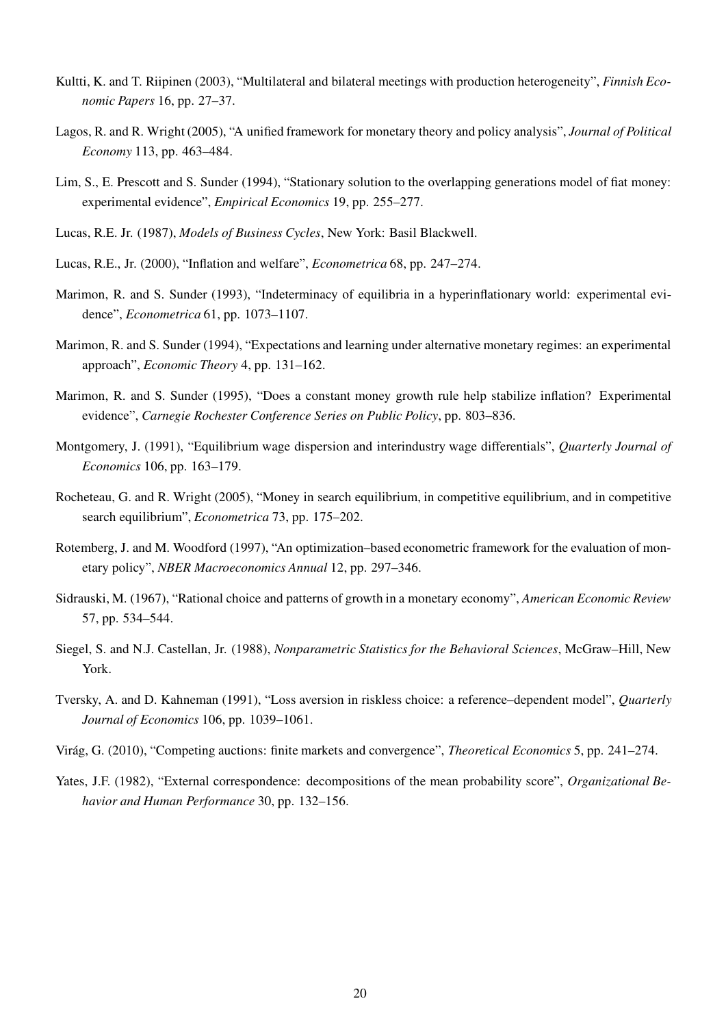Kultti, K. and T. Riipinen (2003), "Multilateral and bilateral meetings with production heterogeneity", *Finnish Economic Papers* 16, pp. 27–37.

Lagos, R. and R. Wright (2005), "A unified framework for monetary theory and policy analysis", *Journal of Political Economy* 113, pp. 463–484.

Lim, S., E. Prescott and S. Sunder (1994), "Stationary solution to the overlapping generations model of fiat money: experimental evidence", *Empirical Economics* 19, pp. 255–277.

Lucas, R.E. Jr. (1987), *Models of Business Cycles*, New York: Basil Blackwell.

Lucas, R.E., Jr. (2000), "Inflation and welfare", *Econometrica* 68, pp. 247–274.

Marimon, R. and S. Sunder (1993), "Indeterminacy of equilibria in a hyperinflationary world: experimental evidence", *Econometrica* 61, pp. 1073–1107.

Marimon, R. and S. Sunder (1994), "Expectations and learning under alternative monetary regimes: an experimental approach", *Economic Theory* 4, pp. 131–162.

Marimon, R. and S. Sunder (1995), "Does a constant money growth rule help stabilize inflation? Experimental evidence", *Carnegie Rochester Conference Series on Public Policy*, pp. 803–836.

Montgomery, J. (1991), "Equilibrium wage dispersion and interindustry wage differentials", *Quarterly Journal of Economics* 106, pp. 163–179.

Rocheteau, G. and R. Wright (2005), "Money in search equilibrium, in competitive equilibrium, and in competitive search equilibrium", *Econometrica* 73, pp. 175–202.

Rotemberg, J. and M. Woodford (1997), "An optimization–based econometric framework for the evaluation of monetary policy", *NBER Macroeconomics Annual* 12, pp. 297–346.

Sidrauski, M. (1967), "Rational choice and patterns of growth in a monetary economy", *American Economic Review* 57, pp. 534–544.

Siegel, S. and N.J. Castellan, Jr. (1988), *Nonparametric Statistics for the Behavioral Sciences*, McGraw–Hill, New York.

Tversky, A. and D. Kahneman (1991), "Loss aversion in riskless choice: a reference–dependent model", *Quarterly Journal of Economics* 106, pp. 1039–1061.

Virág, G. (2010), "Competing auctions: finite markets and convergence", *Theoretical Economics* 5, pp. 241–274.

Yates, J.F. (1982), "External correspondence: decompositions of the mean probability score", *Organizational Behavior and Human Performance* 30, pp. 132–156.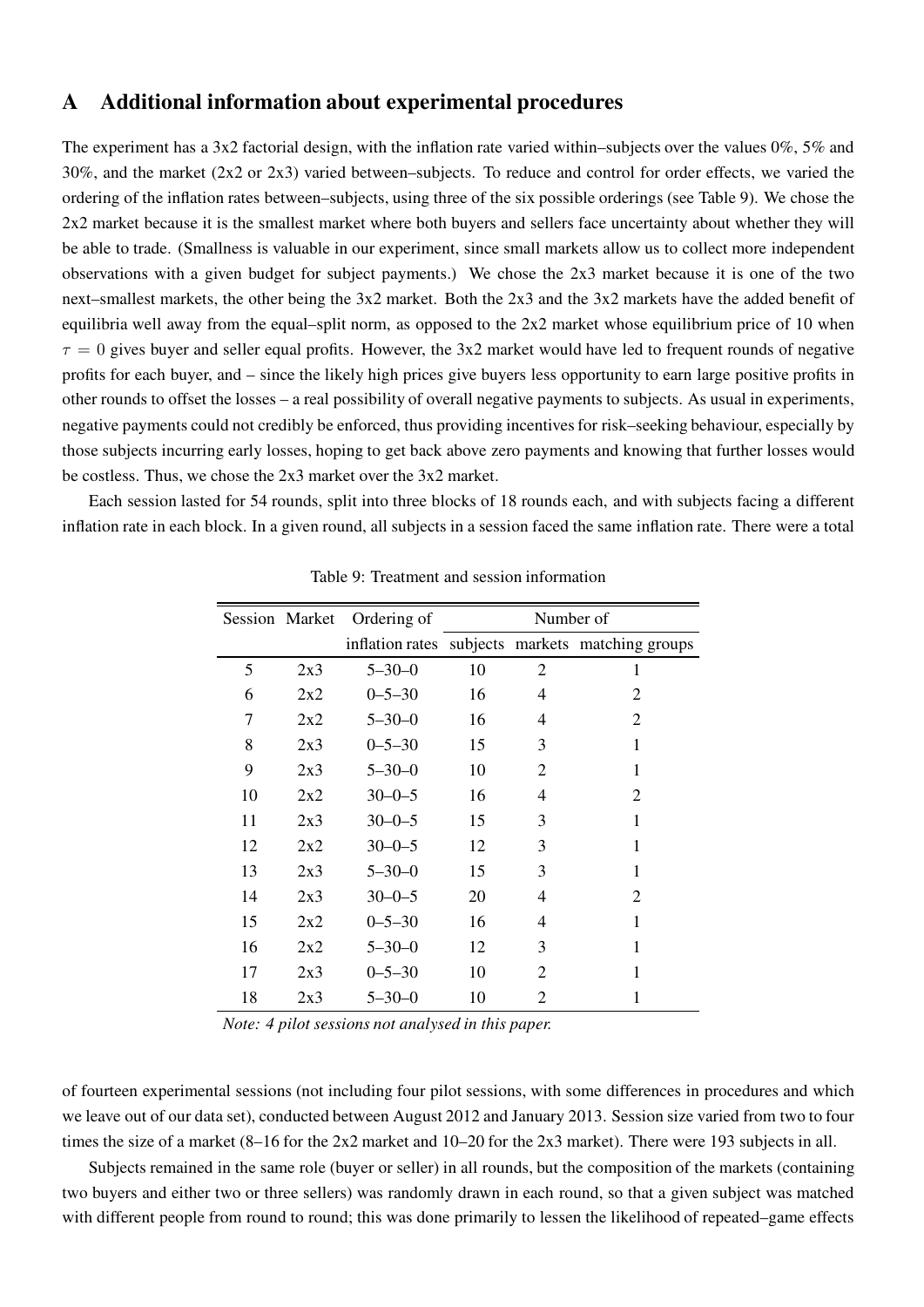# A Additional information about experimental procedures

The experiment has a 3x2 factorial design, with the inflation rate varied within–subjects over the values 0%, 5% and 30%, and the market (2x2 or 2x3) varied between–subjects. To reduce and control for order effects, we varied the ordering of the inflation rates between–subjects, using three of the six possible orderings (see Table 9). We chose the 2x2 market because it is the smallest market where both buyers and sellers face uncertainty about whether they will be able to trade. (Smallness is valuable in our experiment, since small markets allow us to collect more independent observations with a given budget for subject payments.) We chose the 2x3 market because it is one of the two next–smallest markets, the other being the 3x2 market. Both the 2x3 and the 3x2 markets have the added benefit of equilibria well away from the equal–split norm, as opposed to the 2x2 market whose equilibrium price of 10 when $\tau = 0$ gives buyer and seller equal profits. However, the 3x2 market would have led to frequent rounds of negative profits for each buyer, and – since the likely high prices give buyers less opportunity to earn large positive profits in other rounds to offset the losses – a real possibility of overall negative payments to subjects. As usual in experiments, negative payments could not credibly be enforced, thus providing incentives for risk–seeking behaviour, especially by those subjects incurring early losses, hoping to get back above zero payments and knowing that further losses would be costless. Thus, we chose the 2x3 market over the 3x2 market.

Each session lasted for 54 rounds, split into three blocks of 18 rounds each, and with subjects facing a different inflation rate in each block. In a given round, all subjects in a session faced the same inflation rate. There were a total of fourteen experimental sessions (not including four pilot sessions, with some differences in procedures and which we leave out of our data set), conducted between August 2012 and January 2013. Session size varied from two to four times the size of a market (8–16 for the 2x2 market and 10–20 for the 2x3 market). There were 193 subjects in all.

Table 9: Treatment and session information

| Session | Market | Ordering of | Number of | | |
|---|---|---|---|---|---|
| | | inflation rates | subjects | markets | matching groups |
| 5 | 2x3 | 5–30–0 | 10 | 2 | 1 |
| 6 | 2x2 | 0–5–30 | 16 | 4 | 2 |
| 7 | 2x2 | 5–30–0 | 16 | 4 | 2 |
| 8 | 2x3 | 0–5–30 | 15 | 3 | 1 |
| 9 | 2x3 | 5–30–0 | 10 | 2 | 1 |
| 10 | 2x2 | 30–0–5 | 16 | 4 | 2 |
| 11 | 2x3 | 30–0–5 | 15 | 3 | 1 |
| 12 | 2x2 | 30–0–5 | 12 | 3 | 1 |
| 13 | 2x3 | 5–30–0 | 15 | 3 | 1 |
| 14 | 2x3 | 30–0–5 | 20 | 4 | 2 |
| 15 | 2x2 | 0–5–30 | 16 | 4 | 1 |
| 16 | 2x2 | 5–30–0 | 12 | 3 | 1 |
| 17 | 2x3 | 0–5–30 | 10 | 2 | 1 |
| 18 | 2x3 | 5–30–0 | 10 | 2 | 1 |

*Note: 4 pilot sessions not analysed in this paper.*

Subjects remained in the same role (buyer or seller) in all rounds, but the composition of the markets (containing two buyers and either two or three sellers) was randomly drawn in each round, so that a given subject was matched with different people from round to round; this was done primarily to lessen the likelihood of repeated–game effects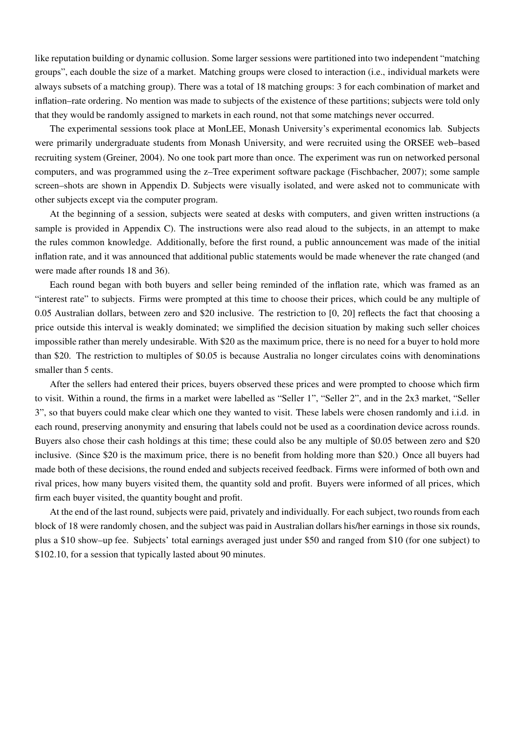like reputation building or dynamic collusion. Some larger sessions were partitioned into two independent "matching groups", each double the size of a market. Matching groups were closed to interaction (i.e., individual markets were always subsets of a matching group). There was a total of 18 matching groups: 3 for each combination of market and inflation–rate ordering. No mention was made to subjects of the existence of these partitions; subjects were told only that they would be randomly assigned to markets in each round, not that some matchings never occurred.

The experimental sessions took place at MonLEE, Monash University's experimental economics lab. Subjects were primarily undergraduate students from Monash University, and were recruited using the ORSEE web–based recruiting system (Greiner, 2004). No one took part more than once. The experiment was run on networked personal computers, and was programmed using the z–Tree experiment software package (Fischbacher, 2007); some sample screen–shots are shown in Appendix D. Subjects were visually isolated, and were asked not to communicate with other subjects except via the computer program.

At the beginning of a session, subjects were seated at desks with computers, and given written instructions (a sample is provided in Appendix C). The instructions were also read aloud to the subjects, in an attempt to make the rules common knowledge. Additionally, before the first round, a public announcement was made of the initial inflation rate, and it was announced that additional public statements would be made whenever the rate changed (and were made after rounds 18 and 36).

Each round began with both buyers and seller being reminded of the inflation rate, which was framed as an "interest rate" to subjects. Firms were prompted at this time to choose their prices, which could be any multiple of 0.05 Australian dollars, between zero and $20 inclusive. The restriction to [0, 20] reflects the fact that choosing a price outside this interval is weakly dominated; we simplified the decision situation by making such seller choices impossible rather than merely undesirable. With $20 as the maximum price, there is no need for a buyer to hold more than $20. The restriction to multiples of $0.05 is because Australia no longer circulates coins with denominations smaller than 5 cents.

After the sellers had entered their prices, buyers observed these prices and were prompted to choose which firm to visit. Within a round, the firms in a market were labelled as "Seller 1", "Seller 2", and in the 2x3 market, "Seller 3", so that buyers could make clear which one they wanted to visit. These labels were chosen randomly and i.i.d. in each round, preserving anonymity and ensuring that labels could not be used as a coordination device across rounds. Buyers also chose their cash holdings at this time; these could also be any multiple of $0.05 between zero and $20 inclusive. (Since $20 is the maximum price, there is no benefit from holding more than $20.) Once all buyers had made both of these decisions, the round ended and subjects received feedback. Firms were informed of both own and rival prices, how many buyers visited them, the quantity sold and profit. Buyers were informed of all prices, which firm each buyer visited, the quantity bought and profit.

At the end of the last round, subjects were paid, privately and individually. For each subject, two rounds from each block of 18 were randomly chosen, and the subject was paid in Australian dollars his/her earnings in those six rounds, plus a $10 show–up fee. Subjects' total earnings averaged just under $50 and ranged from $10 (for one subject) to $102.10, for a session that typically lasted about 90 minutes.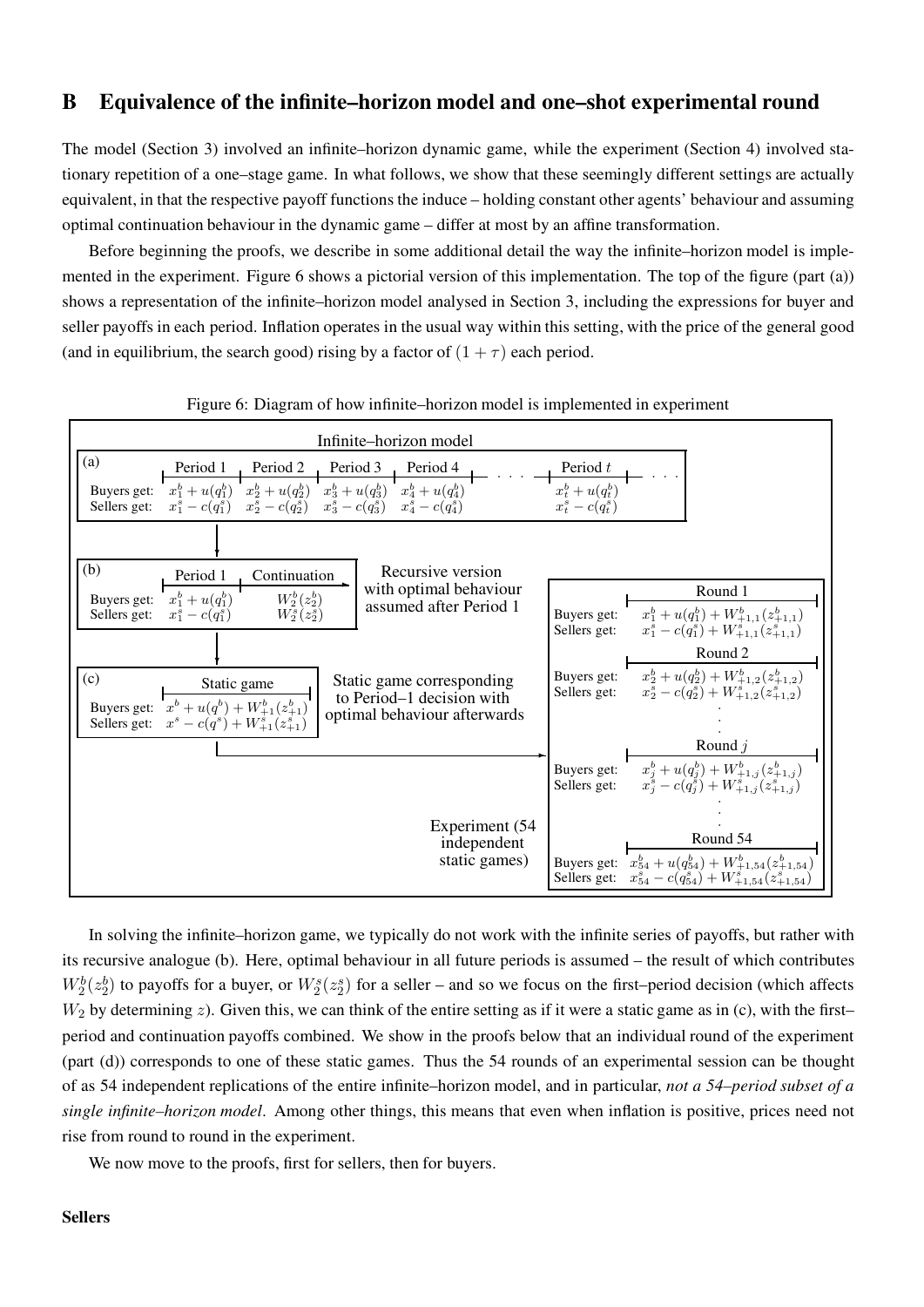# B Equivalence of the infinite–horizon model and one–shot experimental round

The model (Section 3) involved an infinite–horizon dynamic game, while the experiment (Section 4) involved stationary repetition of a one–stage game. In what follows, we show that these seemingly different settings are actually equivalent, in that the respective payoff functions the induce – holding constant other agents' behaviour and assuming optimal continuation behaviour in the dynamic game – differ at most by an affine transformation.

Before beginning the proofs, we describe in some additional detail the way the infinite–horizon model is implemented in the experiment. Figure 6 shows a pictorial version of this implementation. The top of the figure (part (a)) shows a representation of the infinite–horizon model analysed in Section 3, including the expressions for buyer and seller payoffs in each period. Inflation operates in the usual way within this setting, with the price of the general good (and in equilibrium, the search good) rising by a factor of $(1 + \tau)$ each period.

Figure 6: Diagram of how infinite–horizon model is implemented in experiment

Infinite–horizon model

(a)

| | Period 1 | Period 2 | Period 3 | Period 4 | . . . | Period $t$ | . . . |
|---|---|---|---|---|---|---|---|
| Buyers get: | $x_1^b + u(q_1^b)$ | $x_2^b + u(q_2^b)$ | $x_3^b + u(q_3^b)$ | $x_4^b + u(q_4^b)$ | | $x_t^b + u(q_t^b)$ | |
| Sellers get: | $x_1^s - c(q_1^s)$ | $x_2^s - c(q_2^s)$ | $x_3^s - c(q_3^s)$ | $x_4^s - c(q_4^s)$ | | $x_t^s - c(q_t^s)$ | |

(b) Recursive version with optimal behaviour assumed after Period 1

| | Period 1 | Continuation |
|---|---|---|
| Buyers get: | $x_1^b + u(q_1^b)$ | $W_2^b(z_2^b)$ |
| Sellers get: | $x_1^s - c(q_1^s)$ | $W_2^s(z_2^s)$ |

(c) Static game corresponding to Period–1 decision with optimal behaviour afterwards

| | Static game |
|---|---|
| Buyers get: | $x^b + u(q^b) + W_{+1}^b(z_{+1}^b)$ |
| Sellers get: | $x^s - c(q^s) + W_{+1}^s(z_{+1}^s)$ |

Experiment (54 independent static games)

| | Round 1 |
|---|---|
| Buyers get: | $x_1^b + u(q_1^b) + W_{+1,1}^b(z_{+1,1}^b)$ |
| Sellers get: | $x_1^s - c(q_1^s) + W_{+1,1}^s(z_{+1,1}^s)$ |
| | **Round 2** |
| Buyers get: | $x_2^b + u(q_2^b) + W_{+1,2}^b(z_{+1,2}^b)$ |
| Sellers get: | $x_2^s - c(q_2^s) + W_{+1,2}^s(z_{+1,2}^s)$ |
| | ⋮ |
| | **Round $j$** |
| Buyers get: | $x_j^b + u(q_j^b) + W_{+1,j}^b(z_{+1,j}^b)$ |
| Sellers get: | $x_j^s - c(q_j^s) + W_{+1,j}^s(z_{+1,j}^s)$ |
| | ⋮ |
| | **Round 54** |
| Buyers get: | $x_{54}^b + u(q_{54}^b) + W_{+1,54}^b(z_{+1,54}^b)$ |
| Sellers get: | $x_{54}^s - c(q_{54}^s) + W_{+1,54}^s(z_{+1,54}^s)$ |

In solving the infinite–horizon game, we typically do not work with the infinite series of payoffs, but rather with its recursive analogue (b). Here, optimal behaviour in all future periods is assumed – the result of which contributes $W_2^b(z_2^b)$ to payoffs for a buyer, or $W_2^s(z_2^s)$ for a seller – and so we focus on the first–period decision (which affects $W_2$ by determining $z$). Given this, we can think of the entire setting as if it were a static game as in (c), with the first–period and continuation payoffs combined. We show in the proofs below that an individual round of the experiment (part (d)) corresponds to one of these static games. Thus the 54 rounds of an experimental session can be thought of as 54 independent replications of the entire infinite–horizon model, and in particular, *not a 54–period subset of a single infinite–horizon model*. Among other things, this means that even when inflation is positive, prices need not rise from round to round in the experiment.

We now move to the proofs, first for sellers, then for buyers.

**Sellers**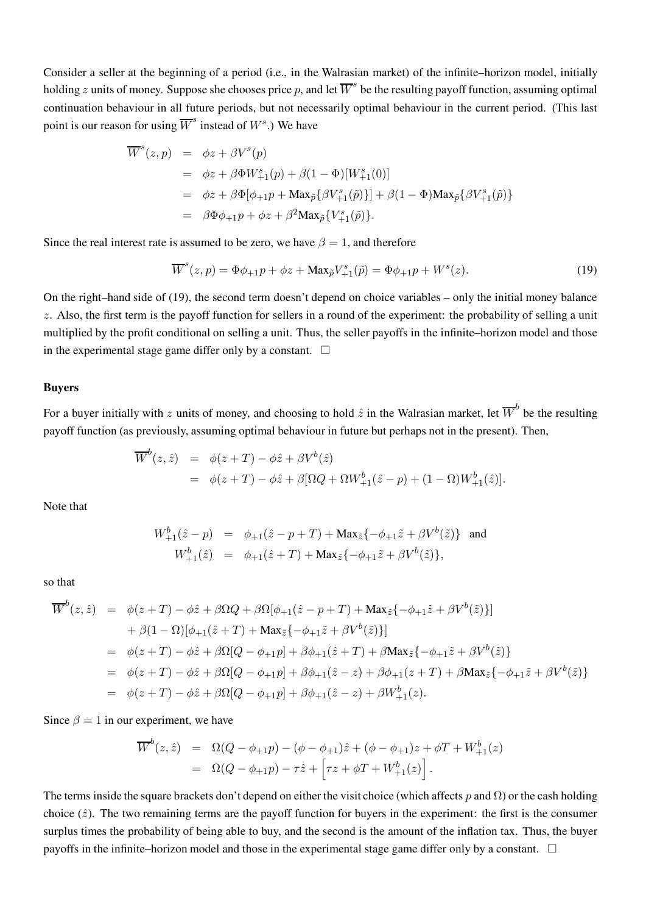Consider a seller at the beginning of a period (i.e., in the Walrasian market) of the infinite–horizon model, initially holding $z$ units of money. Suppose she chooses price $p$, and let $\overline{W}^s$ be the resulting payoff function, assuming optimal continuation behaviour in all future periods, but not necessarily optimal behaviour in the current period. (This last point is our reason for using $\overline{W}^s$ instead of $W^s$.) We have

$$
\begin{aligned}
\overline{W}^s(z,p) &= \phi z + \beta V^s(p) \\
&= \phi z + \beta \Phi W^s_{+1}(p) + \beta(1-\Phi)[W^s_{+1}(0)] \\
&= \phi z + \beta \Phi[\phi_{+1} p + \text{Max}_{\tilde{p}}\{\beta V^s_{+1}(\tilde{p})\}] + \beta(1-\Phi)\text{Max}_{\tilde{p}}\{\beta V^s_{+1}(\tilde{p})\} \\
&= \beta \Phi \phi_{+1} p + \phi z + \beta^2 \text{Max}_{\tilde{p}}\{V^s_{+1}(\tilde{p})\}.
\end{aligned}
$$

Since the real interest rate is assumed to be zero, we have $\beta = 1$, and therefore

$$
\overline{W}^s(z,p) = \Phi \phi_{+1} p + \phi z + \text{Max}_{\tilde{p}} V^s_{+1}(\tilde{p}) = \Phi \phi_{+1} p + W^s(z). \tag{19}
$$

On the right–hand side of (19), the second term doesn't depend on choice variables – only the initial money balance $z$. Also, the first term is the payoff function for sellers in a round of the experiment: the probability of selling a unit multiplied by the profit conditional on selling a unit. Thus, the seller payoffs in the infinite–horizon model and those in the experimental stage game differ only by a constant. $\square$

**Buyers**

For a buyer initially with $z$ units of money, and choosing to hold $\hat{z}$ in the Walrasian market, let $\overline{W}^b$ be the resulting payoff function (as previously, assuming optimal behaviour in future but perhaps not in the present). Then,

$$
\begin{aligned}
\overline{W}^b(z,\hat{z}) &= \phi(z+T) - \phi\hat{z} + \beta V^b(\hat{z}) \\
&= \phi(z+T) - \phi\hat{z} + \beta[\Omega Q + \Omega W^b_{+1}(\hat{z}-p) + (1-\Omega)W^b_{+1}(\hat{z})].
\end{aligned}
$$

Note that

$$
\begin{aligned}
W^b_{+1}(\hat{z}-p) &= \phi_{+1}(\hat{z}-p+T) + \text{Max}_{\tilde{z}}\{-\phi_{+1}\tilde{z} + \beta V^b(\tilde{z})\} \quad \text{and} \\
W^b_{+1}(\hat{z}) &= \phi_{+1}(\hat{z}+T) + \text{Max}_{\tilde{z}}\{-\phi_{+1}\tilde{z} + \beta V^b(\tilde{z})\},
\end{aligned}
$$

so that

$$
\begin{aligned}
\overline{W}^b(z,\hat{z}) &= \phi(z+T) - \phi\hat{z} + \beta\Omega Q + \beta\Omega[\phi_{+1}(\hat{z}-p+T) + \text{Max}_{\tilde{z}}\{-\phi_{+1}\tilde{z} + \beta V^b(\tilde{z})\}] \\
&\quad + \beta(1-\Omega)[\phi_{+1}(\hat{z}+T) + \text{Max}_{\tilde{z}}\{-\phi_{+1}\tilde{z} + \beta V^b(\tilde{z})\}] \\
&= \phi(z+T) - \phi\hat{z} + \beta\Omega[Q - \phi_{+1}p] + \beta\phi_{+1}(\hat{z}+T) + \beta\text{Max}_{\tilde{z}}\{-\phi_{+1}\tilde{z} + \beta V^b(\tilde{z})\} \\
&= \phi(z+T) - \phi\hat{z} + \beta\Omega[Q - \phi_{+1}p] + \beta\phi_{+1}(\hat{z}-z) + \beta\phi_{+1}(z+T) + \beta\text{Max}_{\tilde{z}}\{-\phi_{+1}\tilde{z} + \beta V^b(\tilde{z})\} \\
&= \phi(z+T) - \phi\hat{z} + \beta\Omega[Q - \phi_{+1}p] + \beta\phi_{+1}(\hat{z}-z) + \beta W^b_{+1}(z).
\end{aligned}
$$

Since $\beta = 1$ in our experiment, we have

$$
\begin{aligned}
\overline{W}^b(z,\hat{z}) &= \Omega(Q - \phi_{+1}p) - (\phi - \phi_{+1})\hat{z} + (\phi - \phi_{+1})z + \phi T + W^b_{+1}(z) \\
&= \Omega(Q - \phi_{+1}p) - \tau\hat{z} + \left[\tau z + \phi T + W^b_{+1}(z)\right].
\end{aligned}
$$

The terms inside the square brackets don't depend on either the visit choice (which affects $p$ and $\Omega$) or the cash holding choice ($\hat{z}$). The two remaining terms are the payoff function for buyers in the experiment: the first is the consumer surplus times the probability of being able to buy, and the second is the amount of the inflation tax. Thus, the buyer payoffs in the infinite–horizon model and those in the experimental stage game differ only by a constant. $\square$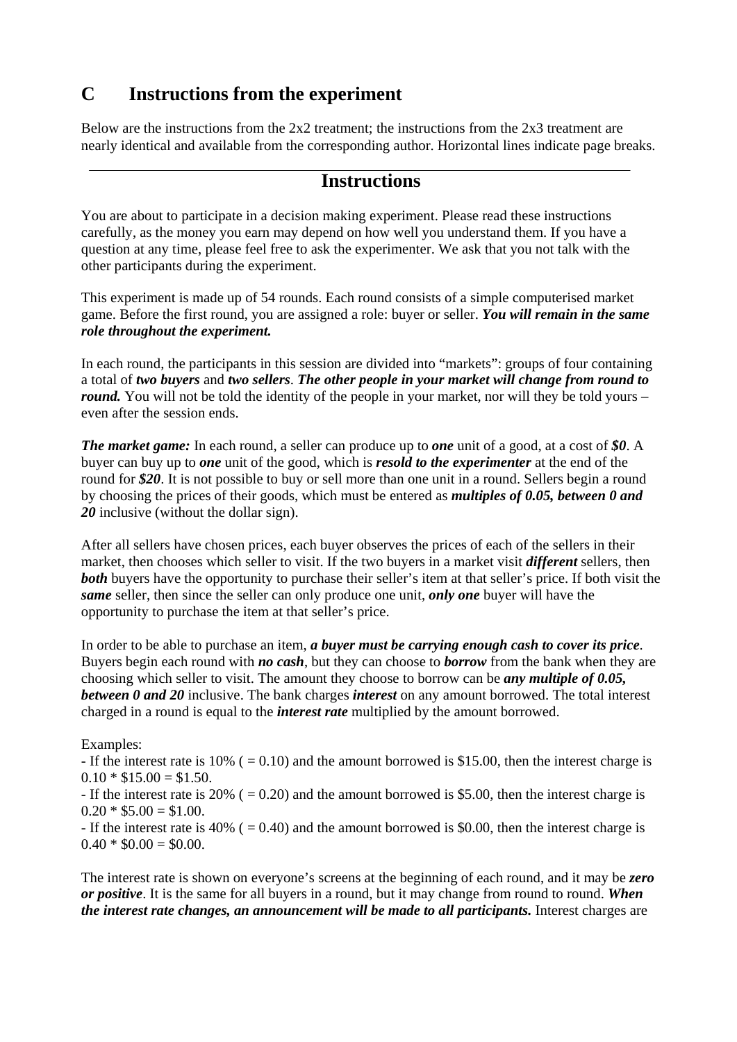## C Instructions from the experiment

Below are the instructions from the 2x2 treatment; the instructions from the 2x3 treatment are nearly identical and available from the corresponding author. Horizontal lines indicate page breaks.

---

## Instructions

You are about to participate in a decision making experiment. Please read these instructions carefully, as the money you earn may depend on how well you understand them. If you have a question at any time, please feel free to ask the experimenter. We ask that you not talk with the other participants during the experiment.

This experiment is made up of 54 rounds. Each round consists of a simple computerised market game. Before the first round, you are assigned a role: buyer or seller. ***You will remain in the same role throughout the experiment.***

In each round, the participants in this session are divided into "markets": groups of four containing a total of ***two buyers*** and ***two sellers***. ***The other people in your market will change from round to round.*** You will not be told the identity of the people in your market, nor will they be told yours – even after the session ends.

***The market game:*** In each round, a seller can produce up to ***one*** unit of a good, at a cost of ***$0***. A buyer can buy up to ***one*** unit of the good, which is ***resold to the experimenter*** at the end of the round for ***$20***. It is not possible to buy or sell more than one unit in a round. Sellers begin a round by choosing the prices of their goods, which must be entered as ***multiples of 0.05, between 0 and 20*** inclusive (without the dollar sign).

After all sellers have chosen prices, each buyer observes the prices of each of the sellers in their market, then chooses which seller to visit. If the two buyers in a market visit ***different*** sellers, then ***both*** buyers have the opportunity to purchase their seller's item at that seller's price. If both visit the ***same*** seller, then since the seller can only produce one unit, ***only one*** buyer will have the opportunity to purchase the item at that seller's price.

In order to be able to purchase an item, ***a buyer must be carrying enough cash to cover its price***. Buyers begin each round with ***no cash***, but they can choose to ***borrow*** from the bank when they are choosing which seller to visit. The amount they choose to borrow can be ***any multiple of 0.05, between 0 and 20*** inclusive. The bank charges ***interest*** on any amount borrowed. The total interest charged in a round is equal to the ***interest rate*** multiplied by the amount borrowed.

Examples:
- If the interest rate is 10% ( = 0.10) and the amount borrowed is $15.00, then the interest charge is 0.10 * $15.00 = $1.50.
- If the interest rate is 20% ( = 0.20) and the amount borrowed is $5.00, then the interest charge is 0.20 * $5.00 = $1.00.
- If the interest rate is 40% ( = 0.40) and the amount borrowed is $0.00, then the interest charge is 0.40 * $0.00 = $0.00.

The interest rate is shown on everyone's screens at the beginning of each round, and it may be ***zero or positive***. It is the same for all buyers in a round, but it may change from round to round. ***When the interest rate changes, an announcement will be made to all participants.*** Interest charges are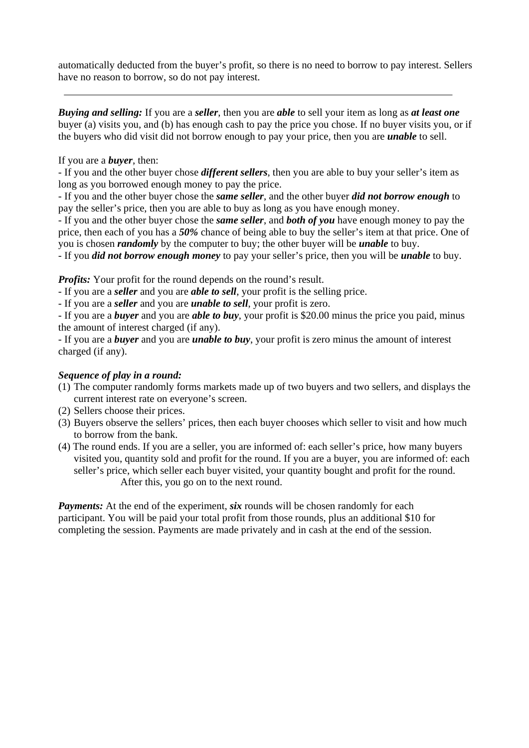automatically deducted from the buyer's profit, so there is no need to borrow to pay interest. Sellers have no reason to borrow, so do not pay interest.

---

***Buying and selling:*** If you are a ***seller***, then you are ***able*** to sell your item as long as ***at least one*** buyer (a) visits you, and (b) has enough cash to pay the price you chose. If no buyer visits you, or if the buyers who did visit did not borrow enough to pay your price, then you are ***unable*** to sell.

If you are a ***buyer***, then:

- If you and the other buyer chose ***different sellers***, then you are able to buy your seller's item as long as you borrowed enough money to pay the price.
- If you and the other buyer chose the ***same seller***, and the other buyer ***did not borrow enough*** to pay the seller's price, then you are able to buy as long as you have enough money.
- If you and the other buyer chose the ***same seller***, and ***both of you*** have enough money to pay the price, then each of you has a ***50%*** chance of being able to buy the seller's item at that price. One of you is chosen ***randomly*** by the computer to buy; the other buyer will be ***unable*** to buy.
- If you ***did not borrow enough money*** to pay your seller's price, then you will be ***unable*** to buy.

***Profits:*** Your profit for the round depends on the round's result.

- If you are a ***seller*** and you are ***able to sell***, your profit is the selling price.
- If you are a ***seller*** and you are ***unable to sell***, your profit is zero.
- If you are a ***buyer*** and you are ***able to buy***, your profit is \$20.00 minus the price you paid, minus the amount of interest charged (if any).
- If you are a ***buyer*** and you are ***unable to buy***, your profit is zero minus the amount of interest charged (if any).

***Sequence of play in a round:***

(1) The computer randomly forms markets made up of two buyers and two sellers, and displays the current interest rate on everyone's screen.
(2) Sellers choose their prices.
(3) Buyers observe the sellers' prices, then each buyer chooses which seller to visit and how much to borrow from the bank.
(4) The round ends. If you are a seller, you are informed of: each seller's price, how many buyers visited you, quantity sold and profit for the round. If you are a buyer, you are informed of: each seller's price, which seller each buyer visited, your quantity bought and profit for the round. After this, you go on to the next round.

***Payments:*** At the end of the experiment, ***six*** rounds will be chosen randomly for each participant. You will be paid your total profit from those rounds, plus an additional \$10 for completing the session. Payments are made privately and in cash at the end of the session.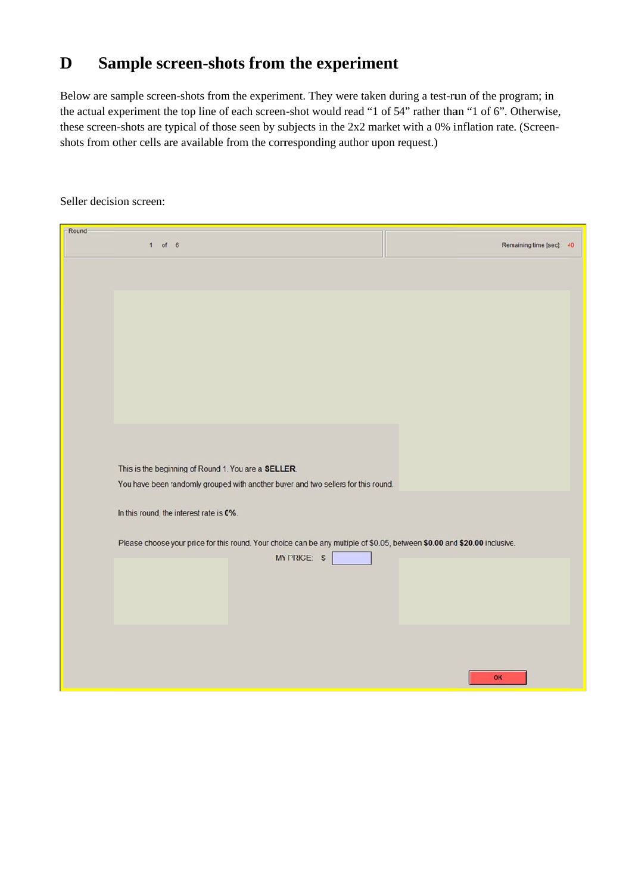# D Sample screen-shots from the experiment

Below are sample screen-shots from the experiment. They were taken during a test-run of the program; in the actual experiment the top line of each screen-shot would read "1 of 54" rather than "1 of 6". Otherwise, these screen-shots are typical of those seen by subjects in the 2x2 market with a 0% inflation rate. (Screen-shots from other cells are available from the corresponding author upon request.)

Seller decision screen:

Round

1 of 6

Remaining time [sec]: 40

This is the beginning of Round 1. You are a **SELLER**.

You have been randomly grouped with another buyer and two sellers for this round.

In this round, the interest rate is **0%**.

Please choose your price for this round. Your choice can be any multiple of $0.05, between **$0.00** and **$20.00** inclusive.

MY PRICE: $

OK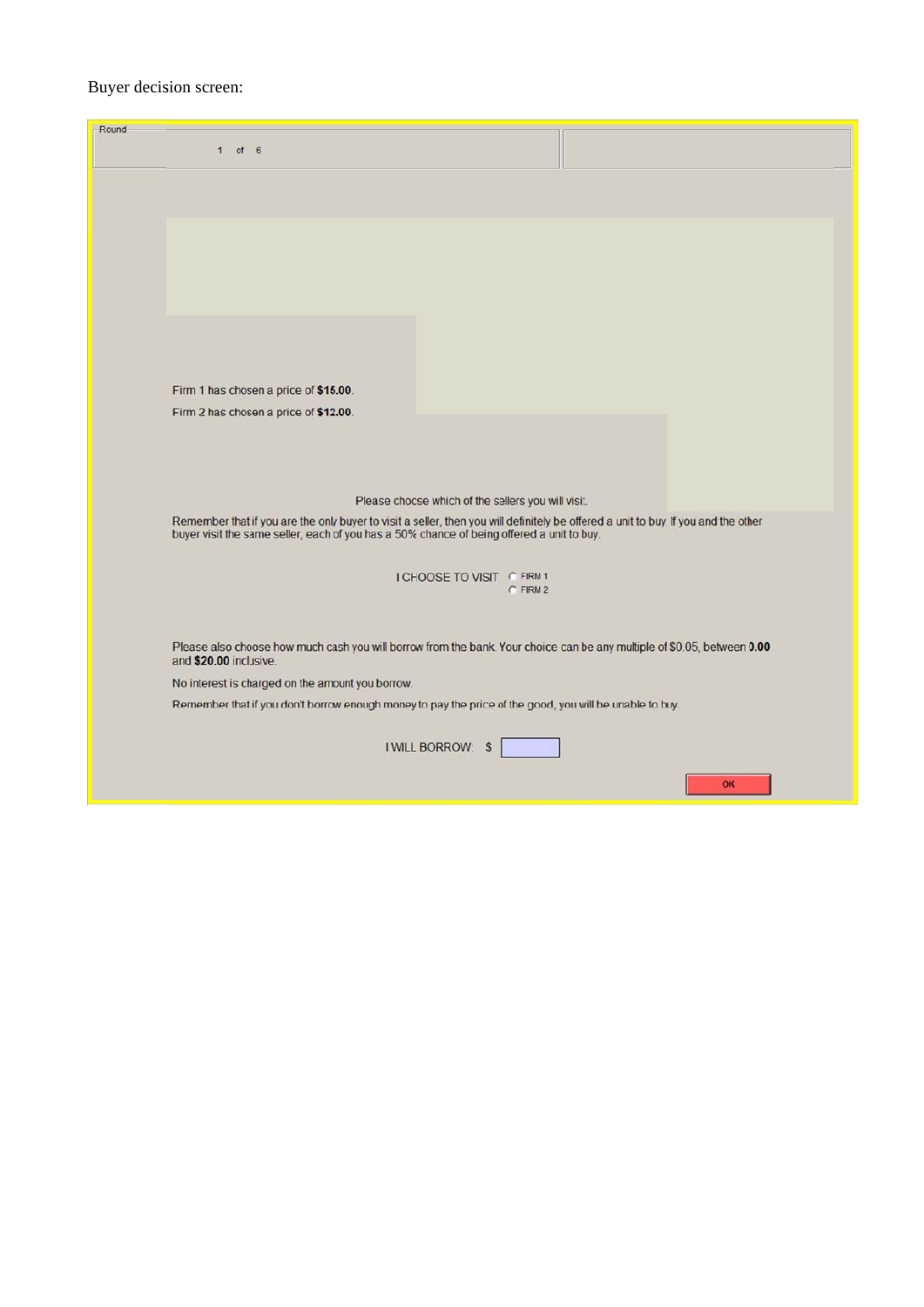Buyer decision screen:

Round

1 of 6

Firm 1 has chosen a price of **$15.00**.

Firm 2 has chosen a price of **$12.00**.

Please choose which of the sellers you will visit.

Remember that if you are the only buyer to visit a seller, then you will definitely be offered a unit to buy. If you and the other buyer visit the same seller, each of you has a 50% chance of being offered a unit to buy.

I CHOOSE TO VISIT ○ FIRM 1 ○ FIRM 2

Please also choose how much cash you will borrow from the bank. Your choice can be any multiple of $0.05, between **0.00** and **$20.00** inclusive.

No interest is charged on the amount you borrow.

Remember that if you don't borrow enough money to pay the price of the good, you will be unable to buy.

I WILL BORROW $

OK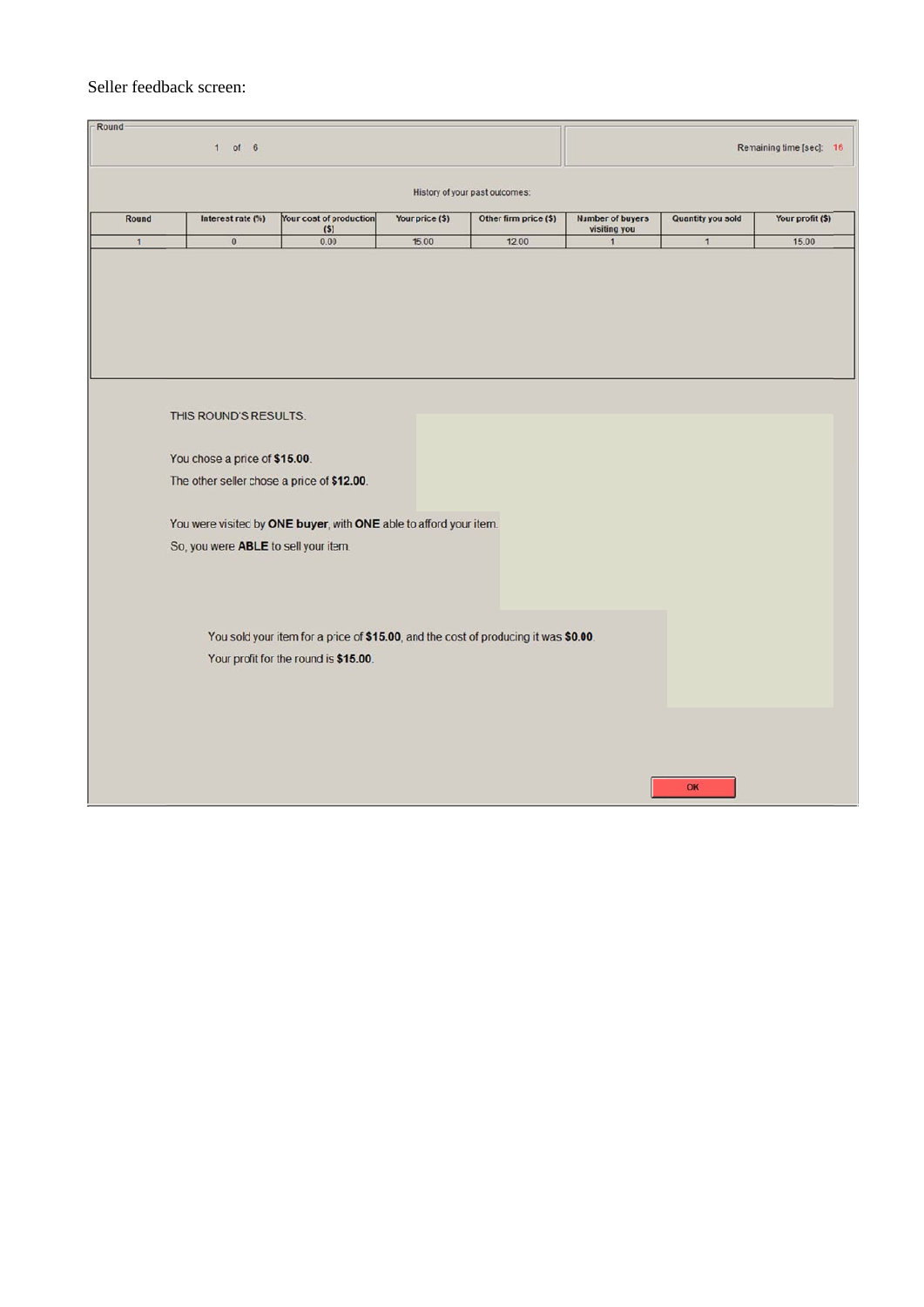Seller feedback screen:

Round

1 of 6

Remaining time [sec]: 16

History of your past outcomes:

| Round | Interest rate (%) | Your cost of production ($) | Your price ($) | Other firm price ($) | Number of buyers visiting you | Quantity you sold | Your profit ($) |
|---|---|---|---|---|---|---|---|
| 1 | 0 | 0.00 | 15.00 | 12.00 | 1 | 1 | 15.00 |

THIS ROUND'S RESULTS.

You chose a price of **$15.00**.

The other seller chose a price of **$12.00**.

You were visited by **ONE buyer**, with **ONE** able to afford your item.

So, you were **ABLE** to sell your item.

You sold your item for a price of **$15.00**, and the cost of producing it was **$0.00**.

Your profit for the round is **$15.00**.

OK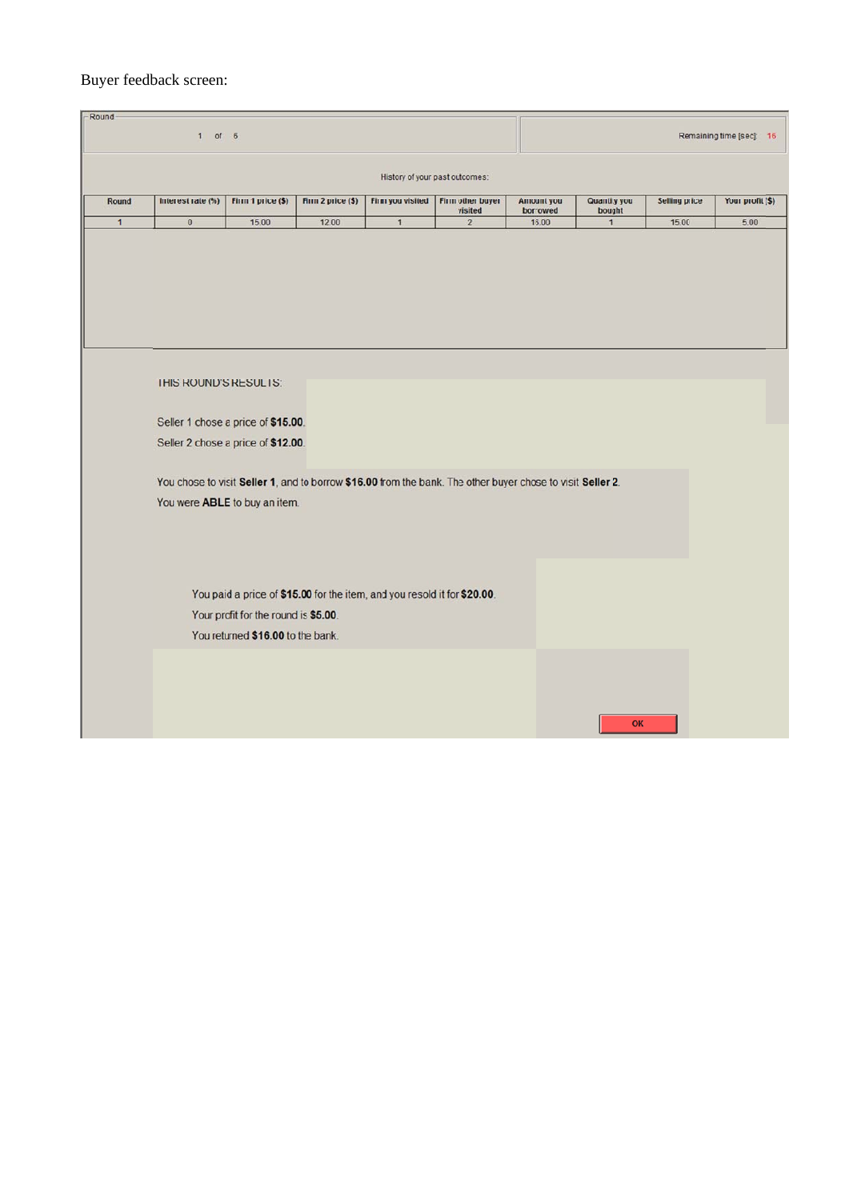Buyer feedback screen:

Round

1 of 6

Remaining time [sec]: 16

History of your past outcomes:

| Round | Interest rate (%) | Firm 1 price ($) | Firm 2 price ($) | Firm you visited | Firm other buyer visited | Amount you borrowed | Quantity you bought | Selling price | Your profit ($) |
|---|---|---|---|---|---|---|---|---|---|
| 1 | 0 | 15.00 | 12.00 | 1 | 2 | 16.00 | 1 | 15.00 | 5.00 |

THIS ROUND'S RESULTS:

Seller 1 chose a price of **$15.00**.

Seller 2 chose a price of **$12.00**.

You chose to visit **Seller 1**, and to borrow **$16.00** from the bank. The other buyer chose to visit **Seller 2**.

You were **ABLE** to buy an item.

You paid a price of **$15.00** for the item, and you resold it for **$20.00**.

Your profit for the round is **$5.00**.

You returned **$16.00** to the bank.

OK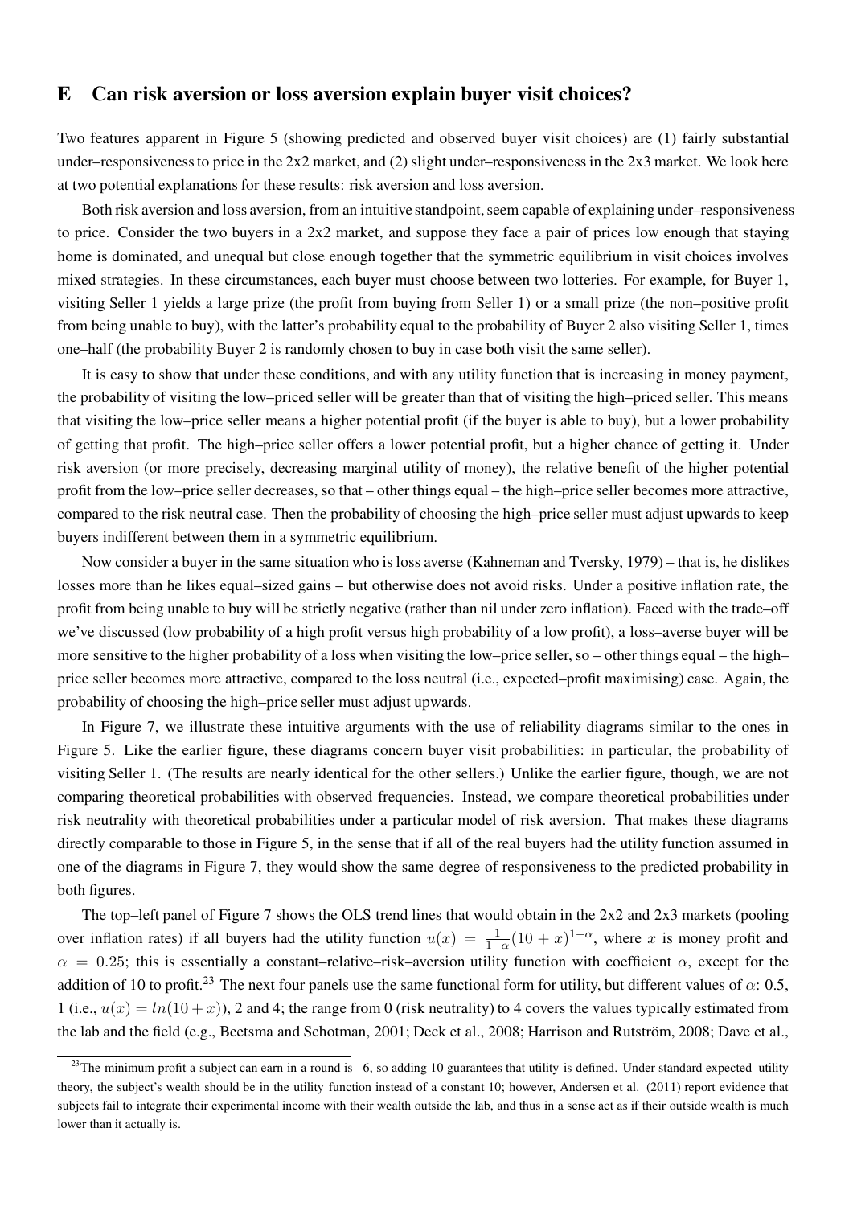# E Can risk aversion or loss aversion explain buyer visit choices?

Two features apparent in Figure 5 (showing predicted and observed buyer visit choices) are (1) fairly substantial under–responsiveness to price in the 2x2 market, and (2) slight under–responsiveness in the 2x3 market. We look here at two potential explanations for these results: risk aversion and loss aversion.

Both risk aversion and loss aversion, from an intuitive standpoint, seem capable of explaining under–responsiveness to price. Consider the two buyers in a 2x2 market, and suppose they face a pair of prices low enough that staying home is dominated, and unequal but close enough together that the symmetric equilibrium in visit choices involves mixed strategies. In these circumstances, each buyer must choose between two lotteries. For example, for Buyer 1, visiting Seller 1 yields a large prize (the profit from buying from Seller 1) or a small prize (the non–positive profit from being unable to buy), with the latter's probability equal to the probability of Buyer 2 also visiting Seller 1, times one–half (the probability Buyer 2 is randomly chosen to buy in case both visit the same seller).

It is easy to show that under these conditions, and with any utility function that is increasing in money payment, the probability of visiting the low–priced seller will be greater than that of visiting the high–priced seller. This means that visiting the low–price seller means a higher potential profit (if the buyer is able to buy), but a lower probability of getting that profit. The high–price seller offers a lower potential profit, but a higher chance of getting it. Under risk aversion (or more precisely, decreasing marginal utility of money), the relative benefit of the higher potential profit from the low–price seller decreases, so that – other things equal – the high–price seller becomes more attractive, compared to the risk neutral case. Then the probability of choosing the high–price seller must adjust upwards to keep buyers indifferent between them in a symmetric equilibrium.

Now consider a buyer in the same situation who is loss averse (Kahneman and Tversky, 1979) – that is, he dislikes losses more than he likes equal–sized gains – but otherwise does not avoid risks. Under a positive inflation rate, the profit from being unable to buy will be strictly negative (rather than nil under zero inflation). Faced with the trade–off we've discussed (low probability of a high profit versus high probability of a low profit), a loss–averse buyer will be more sensitive to the higher probability of a loss when visiting the low–price seller, so – other things equal – the high–price seller becomes more attractive, compared to the loss neutral (i.e., expected–profit maximising) case. Again, the probability of choosing the high–price seller must adjust upwards.

In Figure 7, we illustrate these intuitive arguments with the use of reliability diagrams similar to the ones in Figure 5. Like the earlier figure, these diagrams concern buyer visit probabilities: in particular, the probability of visiting Seller 1. (The results are nearly identical for the other sellers.) Unlike the earlier figure, though, we are not comparing theoretical probabilities with observed frequencies. Instead, we compare theoretical probabilities under risk neutrality with theoretical probabilities under a particular model of risk aversion. That makes these diagrams directly comparable to those in Figure 5, in the sense that if all of the real buyers had the utility function assumed in one of the diagrams in Figure 7, they would show the same degree of responsiveness to the predicted probability in both figures.

The top–left panel of Figure 7 shows the OLS trend lines that would obtain in the 2x2 and 2x3 markets (pooling over inflation rates) if all buyers had the utility function $u(x) = \frac{1}{1-\alpha}(10 + x)^{1-\alpha}$, where $x$ is money profit and $\alpha = 0.25$; this is essentially a constant–relative–risk–aversion utility function with coefficient $\alpha$, except for the addition of 10 to profit.[23] The next four panels use the same functional form for utility, but different values of $\alpha$: 0.5, 1 (i.e., $u(x) = ln(10 + x)$), 2 and 4; the range from 0 (risk neutrality) to 4 covers the values typically estimated from the lab and the field (e.g., Beetsma and Schotman, 2001; Deck et al., 2008; Harrison and Rutström, 2008; Dave et al.,

[23] The minimum profit a subject can earn in a round is –6, so adding 10 guarantees that utility is defined. Under standard expected–utility theory, the subject's wealth should be in the utility function instead of a constant 10; however, Andersen et al. (2011) report evidence that subjects fail to integrate their experimental income with their wealth outside the lab, and thus in a sense act as if their outside wealth is much lower than it actually is.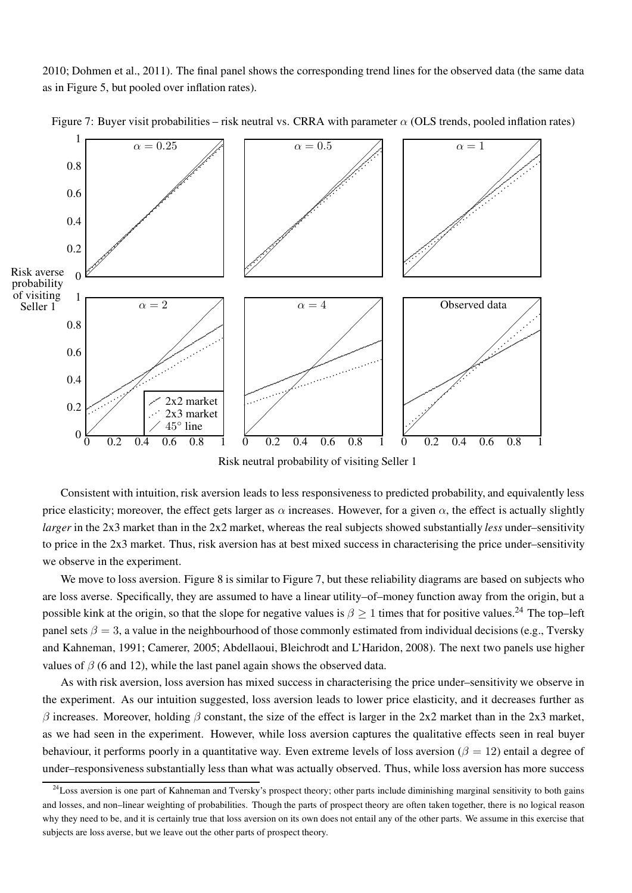2010; Dohmen et al., 2011). The final panel shows the corresponding trend lines for the observed data (the same data as in Figure 5, but pooled over inflation rates).

Figure 7: Buyer visit probabilities – risk neutral vs. CRRA with parameter $\alpha$ (OLS trends, pooled inflation rates)

Consistent with intuition, risk aversion leads to less responsiveness to predicted probability, and equivalently less price elasticity; moreover, the effect gets larger as $\alpha$ increases. However, for a given $\alpha$, the effect is actually slightly *larger* in the 2x3 market than in the 2x2 market, whereas the real subjects showed substantially *less* under–sensitivity to price in the 2x3 market. Thus, risk aversion has at best mixed success in characterising the price under–sensitivity we observe in the experiment.

We move to loss aversion. Figure 8 is similar to Figure 7, but these reliability diagrams are based on subjects who are loss averse. Specifically, they are assumed to have a linear utility–of–money function away from the origin, but a possible kink at the origin, so that the slope for negative values is $\beta \geq 1$ times that for positive values.[24] The top–left panel sets $\beta = 3$, a value in the neighbourhood of those commonly estimated from individual decisions (e.g., Tversky and Kahneman, 1991; Camerer, 2005; Abdellaoui, Bleichrodt and L'Haridon, 2008). The next two panels use higher values of $\beta$ (6 and 12), while the last panel again shows the observed data.

As with risk aversion, loss aversion has mixed success in characterising the price under–sensitivity we observe in the experiment. As our intuition suggested, loss aversion leads to lower price elasticity, and it decreases further as $\beta$ increases. Moreover, holding $\beta$ constant, the size of the effect is larger in the 2x2 market than in the 2x3 market, as we had seen in the experiment. However, while loss aversion captures the qualitative effects seen in real buyer behaviour, it performs poorly in a quantitative way. Even extreme levels of loss aversion ($\beta = 12$) entail a degree of under–responsiveness substantially less than what was actually observed. Thus, while loss aversion has more success

[24] Loss aversion is one part of Kahneman and Tversky's prospect theory; other parts include diminishing marginal sensitivity to both gains and losses, and non–linear weighting of probabilities. Though the parts of prospect theory are often taken together, there is no logical reason why they need to be, and it is certainly true that loss aversion on its own does not entail any of the other parts. We assume in this exercise that subjects are loss averse, but we leave out the other parts of prospect theory.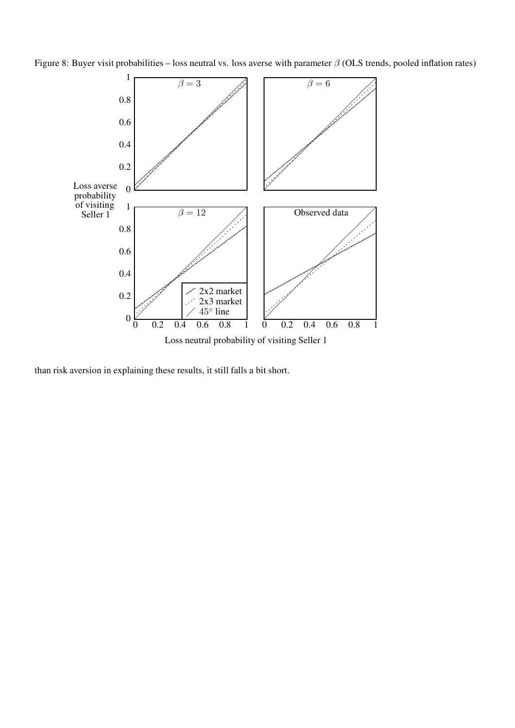Figure 8: Buyer visit probabilities – loss neutral vs. loss averse with parameter $\beta$ (OLS trends, pooled inflation rates)

$\beta = 3$

$\beta = 6$

$\beta = 12$

Observed data

Loss averse probability of visiting Seller 1

1
0.8
0.6
0.4
0.2
0

0 0.2 0.4 0.6 0.8 1

2x2 market
2x3 market
$45^{\circ}$ line

Loss neutral probability of visiting Seller 1

than risk aversion in explaining these results, it still falls a bit short.